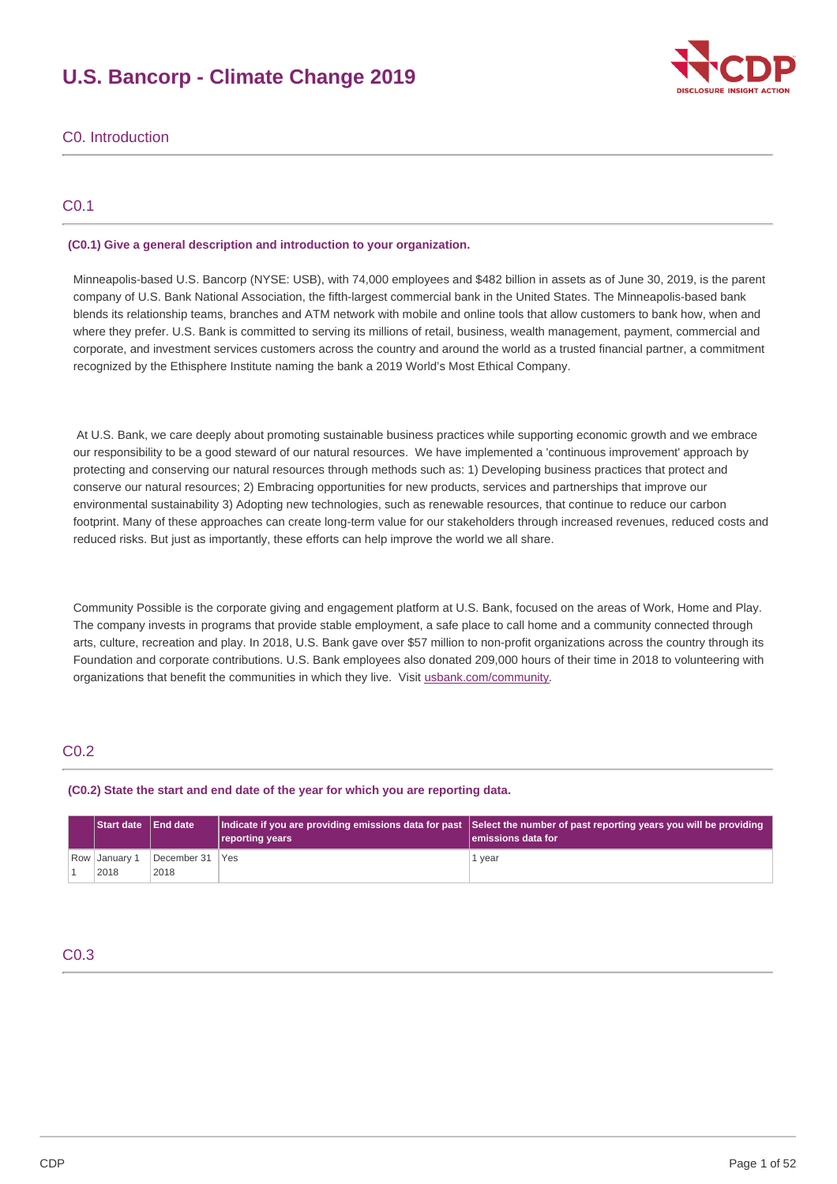# U.S. Bancorp - Climate Change 2019

## C0. Introduction

### C0.1

**(C0.1) Give a general description and introduction to your organization.**

Minneapolis-based U.S. Bancorp (NYSE: USB), with 74,000 employees and $482 billion in assets as of June 30, 2019, is the parent company of U.S. Bank National Association, the fifth-largest commercial bank in the United States. The Minneapolis-based bank blends its relationship teams, branches and ATM network with mobile and online tools that allow customers to bank how, when and where they prefer. U.S. Bank is committed to serving its millions of retail, business, wealth management, payment, commercial and corporate, and investment services customers across the country and around the world as a trusted financial partner, a commitment recognized by the Ethisphere Institute naming the bank a 2019 World's Most Ethical Company.

At U.S. Bank, we care deeply about promoting sustainable business practices while supporting economic growth and we embrace our responsibility to be a good steward of our natural resources. We have implemented a 'continuous improvement' approach by protecting and conserving our natural resources through methods such as: 1) Developing business practices that protect and conserve our natural resources; 2) Embracing opportunities for new products, services and partnerships that improve our environmental sustainability 3) Adopting new technologies, such as renewable resources, that continue to reduce our carbon footprint. Many of these approaches can create long-term value for our stakeholders through increased revenues, reduced costs and reduced risks. But just as importantly, these efforts can help improve the world we all share.

Community Possible is the corporate giving and engagement platform at U.S. Bank, focused on the areas of Work, Home and Play. The company invests in programs that provide stable employment, a safe place to call home and a community connected through arts, culture, recreation and play. In 2018, U.S. Bank gave over $57 million to non-profit organizations across the country through its Foundation and corporate contributions. U.S. Bank employees also donated 209,000 hours of their time in 2018 to volunteering with organizations that benefit the communities in which they live. Visit usbank.com/community.

### C0.2

**(C0.2) State the start and end date of the year for which you are reporting data.**

| | Start date | End date | Indicate if you are providing emissions data for past reporting years | Select the number of past reporting years you will be providing emissions data for |
|---|---|---|---|---|
| Row 1 | January 1 2018 | December 31 2018 | Yes | 1 year |

### C0.3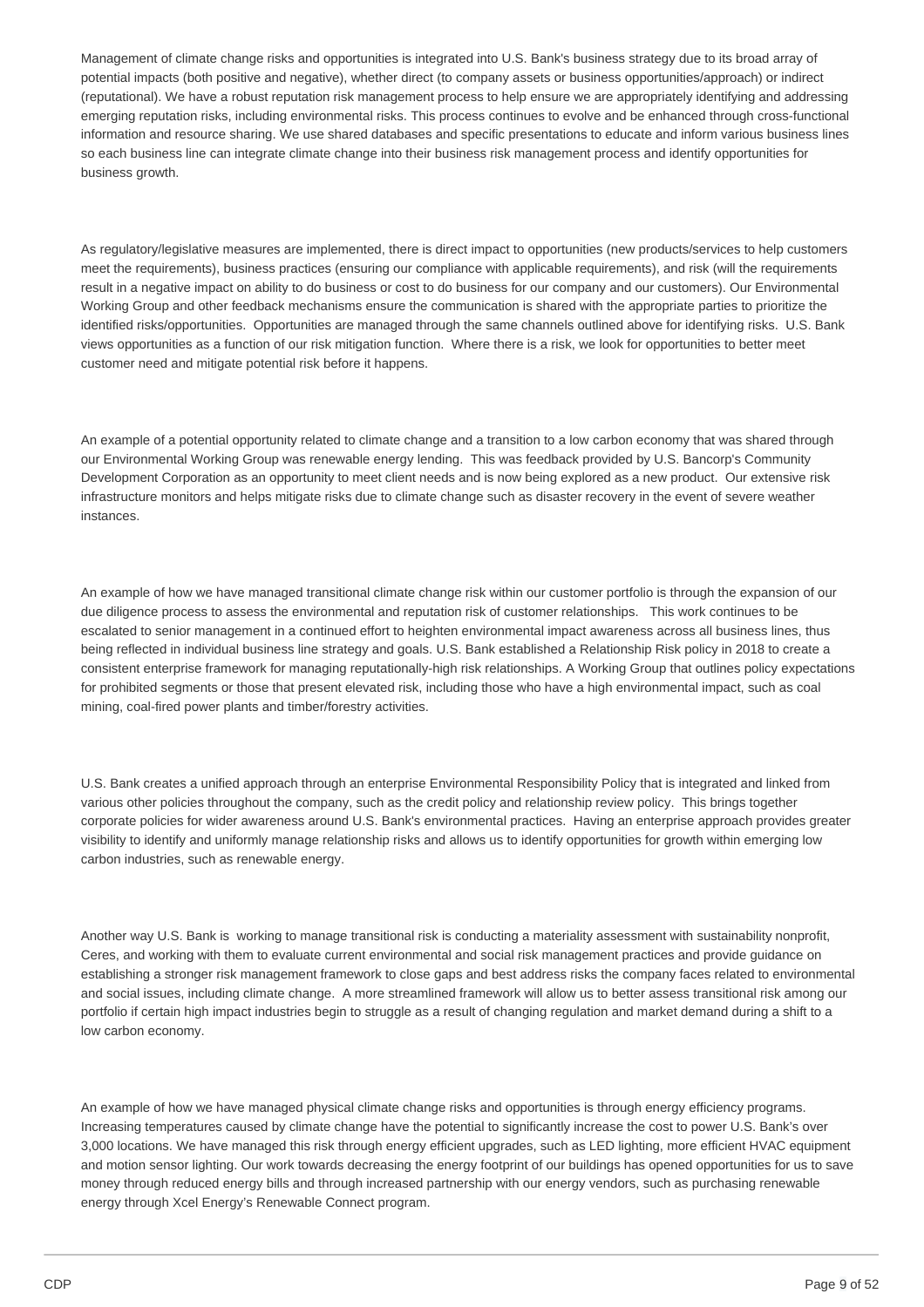Management of climate change risks and opportunities is integrated into U.S. Bank's business strategy due to its broad array of potential impacts (both positive and negative), whether direct (to company assets or business opportunities/approach) or indirect (reputational). We have a robust reputation risk management process to help ensure we are appropriately identifying and addressing emerging reputation risks, including environmental risks. This process continues to evolve and be enhanced through cross-functional information and resource sharing. We use shared databases and specific presentations to educate and inform various business lines so each business line can integrate climate change into their business risk management process and identify opportunities for business growth.

As regulatory/legislative measures are implemented, there is direct impact to opportunities (new products/services to help customers meet the requirements), business practices (ensuring our compliance with applicable requirements), and risk (will the requirements result in a negative impact on ability to do business or cost to do business for our company and our customers). Our Environmental Working Group and other feedback mechanisms ensure the communication is shared with the appropriate parties to prioritize the identified risks/opportunities. Opportunities are managed through the same channels outlined above for identifying risks. U.S. Bank views opportunities as a function of our risk mitigation function. Where there is a risk, we look for opportunities to better meet customer need and mitigate potential risk before it happens.

An example of a potential opportunity related to climate change and a transition to a low carbon economy that was shared through our Environmental Working Group was renewable energy lending. This was feedback provided by U.S. Bancorp's Community Development Corporation as an opportunity to meet client needs and is now being explored as a new product. Our extensive risk infrastructure monitors and helps mitigate risks due to climate change such as disaster recovery in the event of severe weather instances.

An example of how we have managed transitional climate change risk within our customer portfolio is through the expansion of our due diligence process to assess the environmental and reputation risk of customer relationships. This work continues to be escalated to senior management in a continued effort to heighten environmental impact awareness across all business lines, thus being reflected in individual business line strategy and goals. U.S. Bank established a Relationship Risk policy in 2018 to create a consistent enterprise framework for managing reputationally-high risk relationships. A Working Group that outlines policy expectations for prohibited segments or those that present elevated risk, including those who have a high environmental impact, such as coal mining, coal-fired power plants and timber/forestry activities.

U.S. Bank creates a unified approach through an enterprise Environmental Responsibility Policy that is integrated and linked from various other policies throughout the company, such as the credit policy and relationship review policy. This brings together corporate policies for wider awareness around U.S. Bank's environmental practices. Having an enterprise approach provides greater visibility to identify and uniformly manage relationship risks and allows us to identify opportunities for growth within emerging low carbon industries, such as renewable energy.

Another way U.S. Bank is working to manage transitional risk is conducting a materiality assessment with sustainability nonprofit, Ceres, and working with them to evaluate current environmental and social risk management practices and provide guidance on establishing a stronger risk management framework to close gaps and best address risks the company faces related to environmental and social issues, including climate change. A more streamlined framework will allow us to better assess transitional risk among our portfolio if certain high impact industries begin to struggle as a result of changing regulation and market demand during a shift to a low carbon economy.

An example of how we have managed physical climate change risks and opportunities is through energy efficiency programs. Increasing temperatures caused by climate change have the potential to significantly increase the cost to power U.S. Bank's over 3,000 locations. We have managed this risk through energy efficient upgrades, such as LED lighting, more efficient HVAC equipment and motion sensor lighting. Our work towards decreasing the energy footprint of our buildings has opened opportunities for us to save money through reduced energy bills and through increased partnership with our energy vendors, such as purchasing renewable energy through Xcel Energy's Renewable Connect program.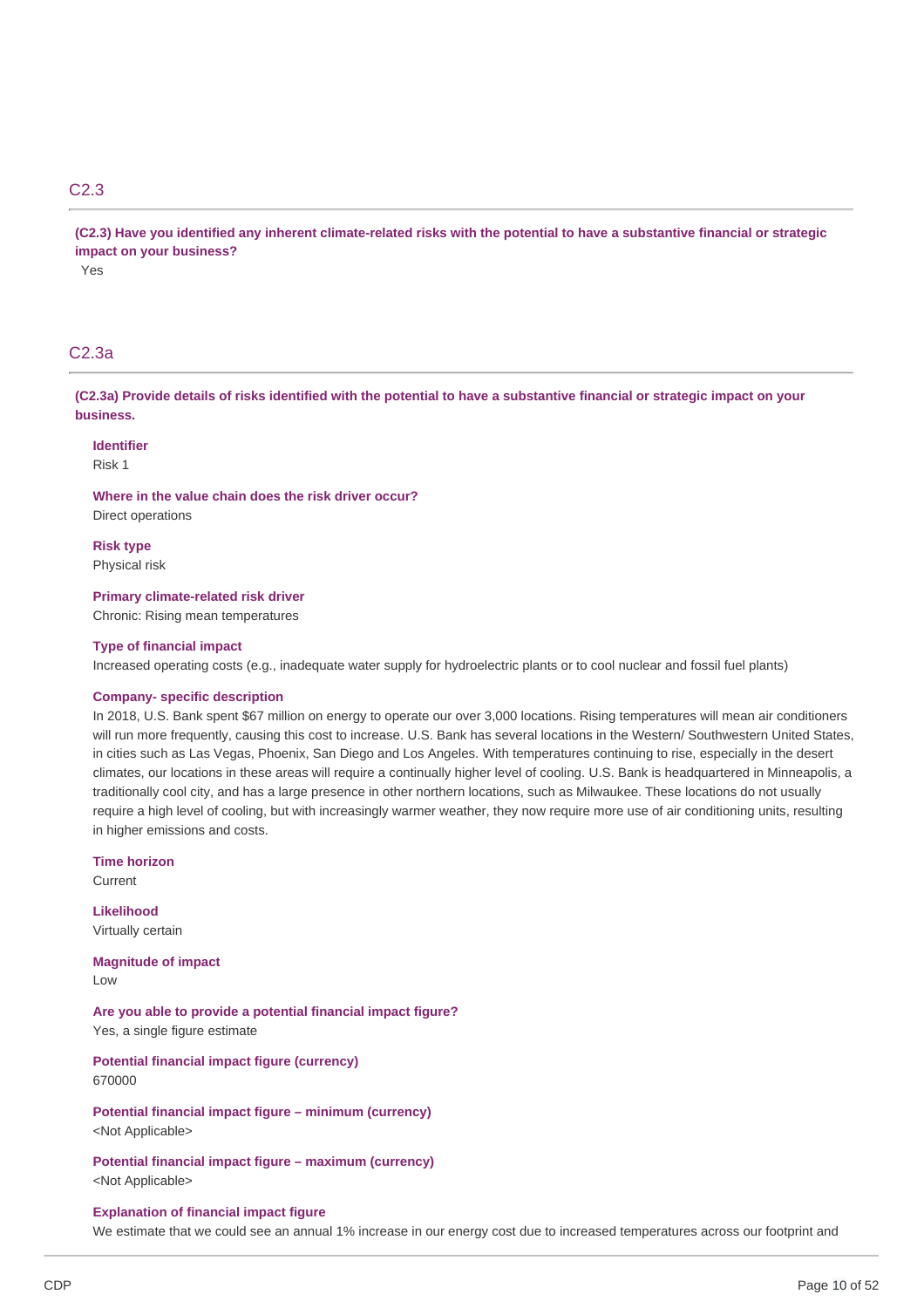## C2.3

**(C2.3) Have you identified any inherent climate-related risks with the potential to have a substantive financial or strategic impact on your business?**

Yes

## C2.3a

**(C2.3a) Provide details of risks identified with the potential to have a substantive financial or strategic impact on your business.**

**Identifier**
Risk 1

**Where in the value chain does the risk driver occur?**
Direct operations

**Risk type**
Physical risk

**Primary climate-related risk driver**
Chronic: Rising mean temperatures

**Type of financial impact**
Increased operating costs (e.g., inadequate water supply for hydroelectric plants or to cool nuclear and fossil fuel plants)

**Company- specific description**
In 2018, U.S. Bank spent $67 million on energy to operate our over 3,000 locations. Rising temperatures will mean air conditioners will run more frequently, causing this cost to increase. U.S. Bank has several locations in the Western/ Southwestern United States, in cities such as Las Vegas, Phoenix, San Diego and Los Angeles. With temperatures continuing to rise, especially in the desert climates, our locations in these areas will require a continually higher level of cooling. U.S. Bank is headquartered in Minneapolis, a traditionally cool city, and has a large presence in other northern locations, such as Milwaukee. These locations do not usually require a high level of cooling, but with increasingly warmer weather, they now require more use of air conditioning units, resulting in higher emissions and costs.

**Time horizon**
Current

**Likelihood**
Virtually certain

**Magnitude of impact**
Low

**Are you able to provide a potential financial impact figure?**
Yes, a single figure estimate

**Potential financial impact figure (currency)**
670000

**Potential financial impact figure – minimum (currency)**
<Not Applicable>

**Potential financial impact figure – maximum (currency)**
<Not Applicable>

**Explanation of financial impact figure**
We estimate that we could see an annual 1% increase in our energy cost due to increased temperatures across our footprint and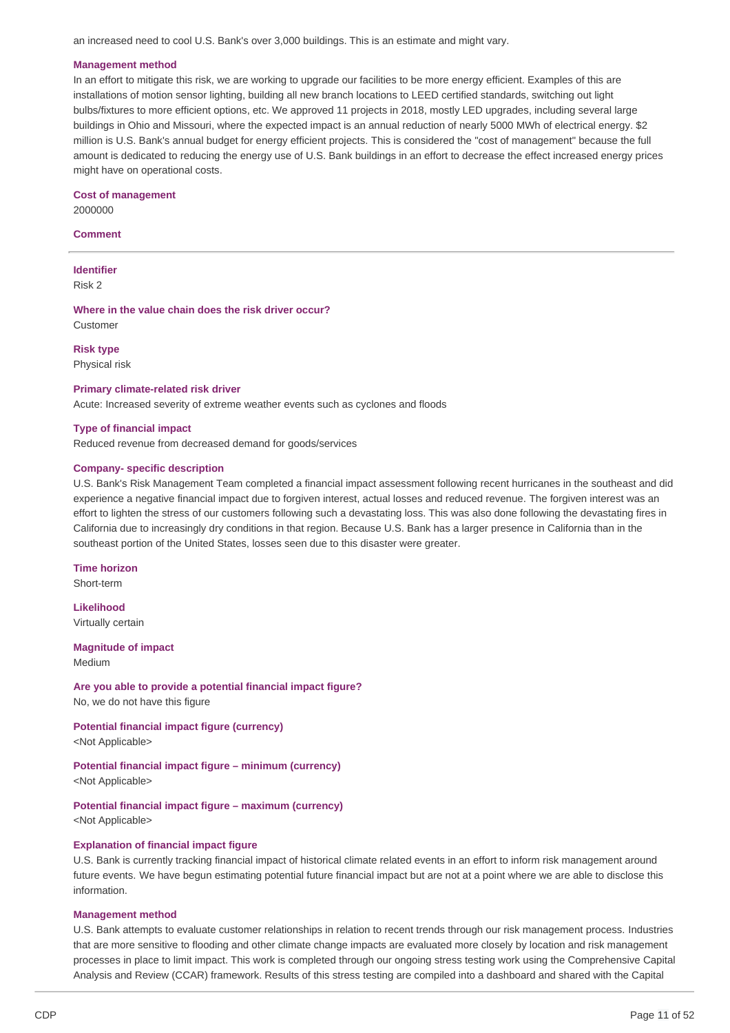an increased need to cool U.S. Bank's over 3,000 buildings. This is an estimate and might vary.

**Management method**

In an effort to mitigate this risk, we are working to upgrade our facilities to be more energy efficient. Examples of this are installations of motion sensor lighting, building all new branch locations to LEED certified standards, switching out light bulbs/fixtures to more efficient options, etc. We approved 11 projects in 2018, mostly LED upgrades, including several large buildings in Ohio and Missouri, where the expected impact is an annual reduction of nearly 5000 MWh of electrical energy. $2 million is U.S. Bank's annual budget for energy efficient projects. This is considered the "cost of management" because the full amount is dedicated to reducing the energy use of U.S. Bank buildings in an effort to decrease the effect increased energy prices might have on operational costs.

**Cost of management**

2000000

**Comment**

---

**Identifier**

Risk 2

**Where in the value chain does the risk driver occur?**

Customer

**Risk type**

Physical risk

**Primary climate-related risk driver**

Acute: Increased severity of extreme weather events such as cyclones and floods

**Type of financial impact**

Reduced revenue from decreased demand for goods/services

**Company- specific description**

U.S. Bank's Risk Management Team completed a financial impact assessment following recent hurricanes in the southeast and did experience a negative financial impact due to forgiven interest, actual losses and reduced revenue. The forgiven interest was an effort to lighten the stress of our customers following such a devastating loss. This was also done following the devastating fires in California due to increasingly dry conditions in that region. Because U.S. Bank has a larger presence in California than in the southeast portion of the United States, losses seen due to this disaster were greater.

**Time horizon**

Short-term

**Likelihood**

Virtually certain

**Magnitude of impact**

Medium

**Are you able to provide a potential financial impact figure?**

No, we do not have this figure

**Potential financial impact figure (currency)**

<Not Applicable>

**Potential financial impact figure – minimum (currency)**

<Not Applicable>

**Potential financial impact figure – maximum (currency)**

<Not Applicable>

**Explanation of financial impact figure**

U.S. Bank is currently tracking financial impact of historical climate related events in an effort to inform risk management around future events. We have begun estimating potential future financial impact but are not at a point where we are able to disclose this information.

**Management method**

U.S. Bank attempts to evaluate customer relationships in relation to recent trends through our risk management process. Industries that are more sensitive to flooding and other climate change impacts are evaluated more closely by location and risk management processes in place to limit impact. This work is completed through our ongoing stress testing work using the Comprehensive Capital Analysis and Review (CCAR) framework. Results of this stress testing are compiled into a dashboard and shared with the Capital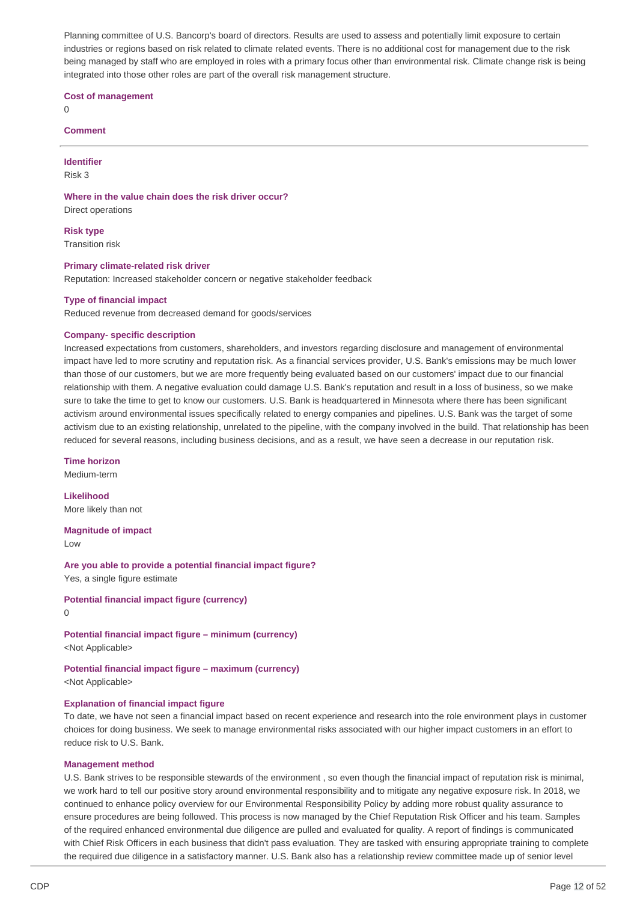Planning committee of U.S. Bancorp's board of directors. Results are used to assess and potentially limit exposure to certain industries or regions based on risk related to climate related events. There is no additional cost for management due to the risk being managed by staff who are employed in roles with a primary focus other than environmental risk. Climate change risk is being integrated into those other roles are part of the overall risk management structure.

**Cost of management**

0

**Comment**

---

**Identifier**

Risk 3

**Where in the value chain does the risk driver occur?**

Direct operations

**Risk type**

Transition risk

**Primary climate-related risk driver**

Reputation: Increased stakeholder concern or negative stakeholder feedback

**Type of financial impact**

Reduced revenue from decreased demand for goods/services

**Company- specific description**

Increased expectations from customers, shareholders, and investors regarding disclosure and management of environmental impact have led to more scrutiny and reputation risk. As a financial services provider, U.S. Bank's emissions may be much lower than those of our customers, but we are more frequently being evaluated based on our customers' impact due to our financial relationship with them. A negative evaluation could damage U.S. Bank's reputation and result in a loss of business, so we make sure to take the time to get to know our customers. U.S. Bank is headquartered in Minnesota where there has been significant activism around environmental issues specifically related to energy companies and pipelines. U.S. Bank was the target of some activism due to an existing relationship, unrelated to the pipeline, with the company involved in the build. That relationship has been reduced for several reasons, including business decisions, and as a result, we have seen a decrease in our reputation risk.

**Time horizon**

Medium-term

**Likelihood**

More likely than not

**Magnitude of impact**

Low

**Are you able to provide a potential financial impact figure?**

Yes, a single figure estimate

**Potential financial impact figure (currency)**

0

**Potential financial impact figure – minimum (currency)**

<Not Applicable>

**Potential financial impact figure – maximum (currency)**

<Not Applicable>

**Explanation of financial impact figure**

To date, we have not seen a financial impact based on recent experience and research into the role environment plays in customer choices for doing business. We seek to manage environmental risks associated with our higher impact customers in an effort to reduce risk to U.S. Bank.

**Management method**

U.S. Bank strives to be responsible stewards of the environment , so even though the financial impact of reputation risk is minimal, we work hard to tell our positive story around environmental responsibility and to mitigate any negative exposure risk. In 2018, we continued to enhance policy overview for our Environmental Responsibility Policy by adding more robust quality assurance to ensure procedures are being followed. This process is now managed by the Chief Reputation Risk Officer and his team. Samples of the required enhanced environmental due diligence are pulled and evaluated for quality. A report of findings is communicated with Chief Risk Officers in each business that didn't pass evaluation. They are tasked with ensuring appropriate training to complete the required due diligence in a satisfactory manner. U.S. Bank also has a relationship review committee made up of senior level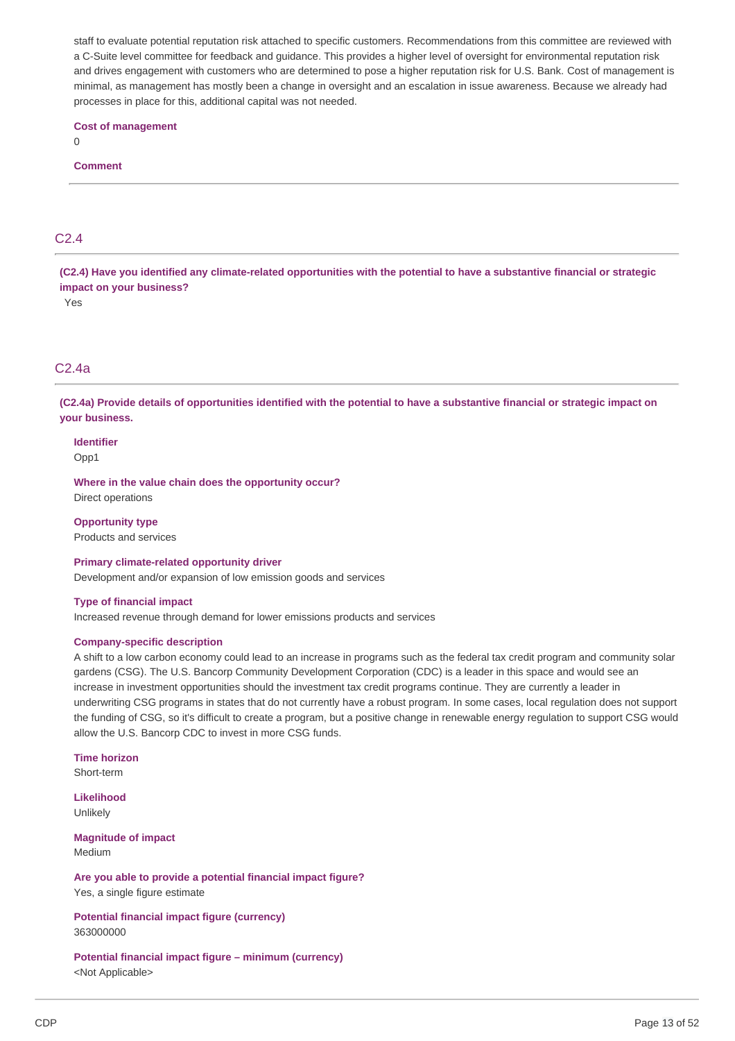staff to evaluate potential reputation risk attached to specific customers. Recommendations from this committee are reviewed with a C-Suite level committee for feedback and guidance. This provides a higher level of oversight for environmental reputation risk and drives engagement with customers who are determined to pose a higher reputation risk for U.S. Bank. Cost of management is minimal, as management has mostly been a change in oversight and an escalation in issue awareness. Because we already had processes in place for this, additional capital was not needed.

**Cost of management**

0

**Comment**

---

## C2.4

**(C2.4) Have you identified any climate-related opportunities with the potential to have a substantive financial or strategic impact on your business?**

Yes

## C2.4a

**(C2.4a) Provide details of opportunities identified with the potential to have a substantive financial or strategic impact on your business.**

**Identifier**

Opp1

**Where in the value chain does the opportunity occur?**

Direct operations

**Opportunity type**

Products and services

**Primary climate-related opportunity driver**

Development and/or expansion of low emission goods and services

**Type of financial impact**

Increased revenue through demand for lower emissions products and services

**Company-specific description**

A shift to a low carbon economy could lead to an increase in programs such as the federal tax credit program and community solar gardens (CSG). The U.S. Bancorp Community Development Corporation (CDC) is a leader in this space and would see an increase in investment opportunities should the investment tax credit programs continue. They are currently a leader in underwriting CSG programs in states that do not currently have a robust program. In some cases, local regulation does not support the funding of CSG, so it's difficult to create a program, but a positive change in renewable energy regulation to support CSG would allow the U.S. Bancorp CDC to invest in more CSG funds.

**Time horizon**

Short-term

**Likelihood**

Unlikely

**Magnitude of impact**

Medium

**Are you able to provide a potential financial impact figure?**

Yes, a single figure estimate

**Potential financial impact figure (currency)**

363000000

**Potential financial impact figure – minimum (currency)**

<Not Applicable>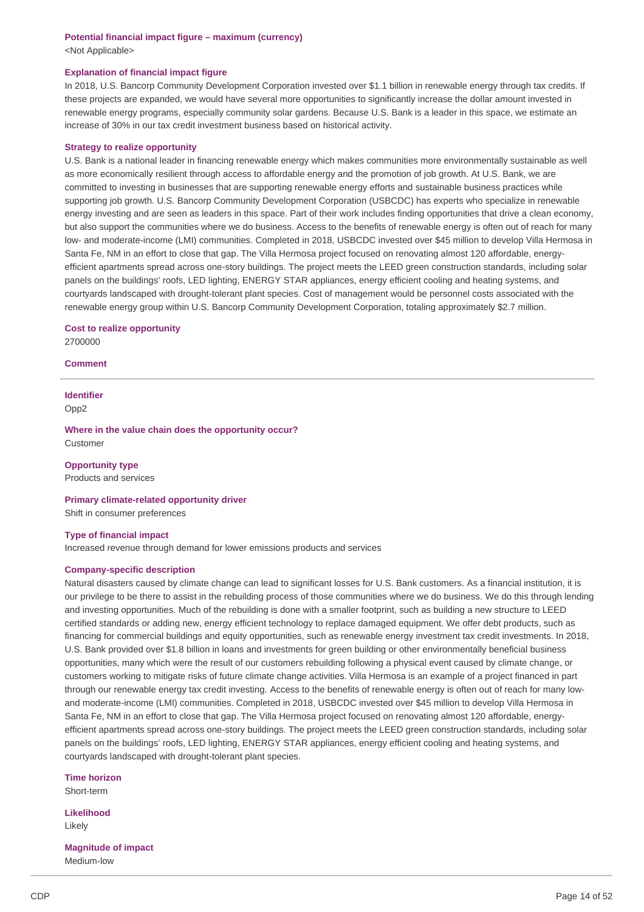**Potential financial impact figure – maximum (currency)**

<Not Applicable>

**Explanation of financial impact figure**

In 2018, U.S. Bancorp Community Development Corporation invested over $1.1 billion in renewable energy through tax credits. If these projects are expanded, we would have several more opportunities to significantly increase the dollar amount invested in renewable energy programs, especially community solar gardens. Because U.S. Bank is a leader in this space, we estimate an increase of 30% in our tax credit investment business based on historical activity.

**Strategy to realize opportunity**

U.S. Bank is a national leader in financing renewable energy which makes communities more environmentally sustainable as well as more economically resilient through access to affordable energy and the promotion of job growth. At U.S. Bank, we are committed to investing in businesses that are supporting renewable energy efforts and sustainable business practices while supporting job growth. U.S. Bancorp Community Development Corporation (USBCDC) has experts who specialize in renewable energy investing and are seen as leaders in this space. Part of their work includes finding opportunities that drive a clean economy, but also support the communities where we do business. Access to the benefits of renewable energy is often out of reach for many low- and moderate-income (LMI) communities. Completed in 2018, USBCDC invested over $45 million to develop Villa Hermosa in Santa Fe, NM in an effort to close that gap. The Villa Hermosa project focused on renovating almost 120 affordable, energy-efficient apartments spread across one-story buildings. The project meets the LEED green construction standards, including solar panels on the buildings' roofs, LED lighting, ENERGY STAR appliances, energy efficient cooling and heating systems, and courtyards landscaped with drought-tolerant plant species. Cost of management would be personnel costs associated with the renewable energy group within U.S. Bancorp Community Development Corporation, totaling approximately $2.7 million.

**Cost to realize opportunity**

2700000

**Comment**

---

**Identifier**

Opp2

**Where in the value chain does the opportunity occur?**

Customer

**Opportunity type**

Products and services

**Primary climate-related opportunity driver**

Shift in consumer preferences

**Type of financial impact**

Increased revenue through demand for lower emissions products and services

**Company-specific description**

Natural disasters caused by climate change can lead to significant losses for U.S. Bank customers. As a financial institution, it is our privilege to be there to assist in the rebuilding process of those communities where we do business. We do this through lending and investing opportunities. Much of the rebuilding is done with a smaller footprint, such as building a new structure to LEED certified standards or adding new, energy efficient technology to replace damaged equipment. We offer debt products, such as financing for commercial buildings and equity opportunities, such as renewable energy investment tax credit investments. In 2018, U.S. Bank provided over $1.8 billion in loans and investments for green building or other environmentally beneficial business opportunities, many which were the result of our customers rebuilding following a physical event caused by climate change, or customers working to mitigate risks of future climate change activities. Villa Hermosa is an example of a project financed in part through our renewable energy tax credit investing. Access to the benefits of renewable energy is often out of reach for many low- and moderate-income (LMI) communities. Completed in 2018, USBCDC invested over $45 million to develop Villa Hermosa in Santa Fe, NM in an effort to close that gap. The Villa Hermosa project focused on renovating almost 120 affordable, energy-efficient apartments spread across one-story buildings. The project meets the LEED green construction standards, including solar panels on the buildings' roofs, LED lighting, ENERGY STAR appliances, energy efficient cooling and heating systems, and courtyards landscaped with drought-tolerant plant species.

**Time horizon**

Short-term

**Likelihood**

Likely

**Magnitude of impact**

Medium-low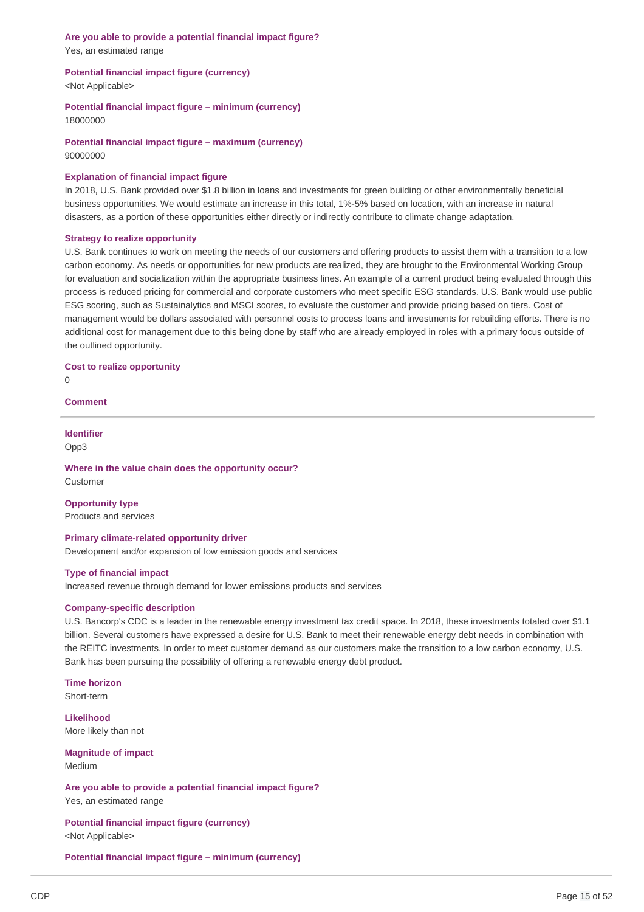**Are you able to provide a potential financial impact figure?**
Yes, an estimated range

**Potential financial impact figure (currency)**
<Not Applicable>

**Potential financial impact figure – minimum (currency)**
18000000

**Potential financial impact figure – maximum (currency)**
90000000

**Explanation of financial impact figure**
In 2018, U.S. Bank provided over $1.8 billion in loans and investments for green building or other environmentally beneficial business opportunities. We would estimate an increase in this total, 1%-5% based on location, with an increase in natural disasters, as a portion of these opportunities either directly or indirectly contribute to climate change adaptation.

**Strategy to realize opportunity**
U.S. Bank continues to work on meeting the needs of our customers and offering products to assist them with a transition to a low carbon economy. As needs or opportunities for new products are realized, they are brought to the Environmental Working Group for evaluation and socialization within the appropriate business lines. An example of a current product being evaluated through this process is reduced pricing for commercial and corporate customers who meet specific ESG standards. U.S. Bank would use public ESG scoring, such as Sustainalytics and MSCI scores, to evaluate the customer and provide pricing based on tiers. Cost of management would be dollars associated with personnel costs to process loans and investments for rebuilding efforts. There is no additional cost for management due to this being done by staff who are already employed in roles with a primary focus outside of the outlined opportunity.

**Cost to realize opportunity**
0

**Comment**

---

**Identifier**
Opp3

**Where in the value chain does the opportunity occur?**
Customer

**Opportunity type**
Products and services

**Primary climate-related opportunity driver**
Development and/or expansion of low emission goods and services

**Type of financial impact**
Increased revenue through demand for lower emissions products and services

**Company-specific description**
U.S. Bancorp's CDC is a leader in the renewable energy investment tax credit space. In 2018, these investments totaled over $1.1 billion. Several customers have expressed a desire for U.S. Bank to meet their renewable energy debt needs in combination with the REITC investments. In order to meet customer demand as our customers make the transition to a low carbon economy, U.S. Bank has been pursuing the possibility of offering a renewable energy debt product.

**Time horizon**
Short-term

**Likelihood**
More likely than not

**Magnitude of impact**
Medium

**Are you able to provide a potential financial impact figure?**
Yes, an estimated range

**Potential financial impact figure (currency)**
<Not Applicable>

**Potential financial impact figure – minimum (currency)**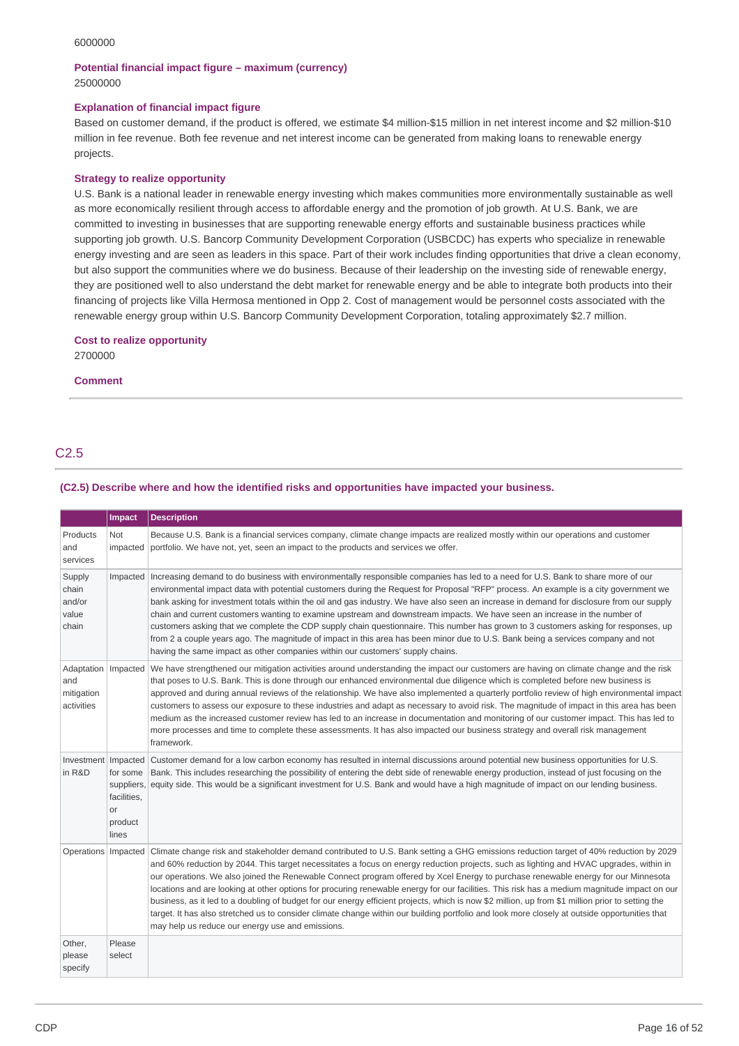6000000

**Potential financial impact figure – maximum (currency)**
25000000

**Explanation of financial impact figure**
Based on customer demand, if the product is offered, we estimate $4 million-$15 million in net interest income and $2 million-$10 million in fee revenue. Both fee revenue and net interest income can be generated from making loans to renewable energy projects.

**Strategy to realize opportunity**
U.S. Bank is a national leader in renewable energy investing which makes communities more environmentally sustainable as well as more economically resilient through access to affordable energy and the promotion of job growth. At U.S. Bank, we are committed to investing in businesses that are supporting renewable energy efforts and sustainable business practices while supporting job growth. U.S. Bancorp Community Development Corporation (USBCDC) has experts who specialize in renewable energy investing and are seen as leaders in this space. Part of their work includes finding opportunities that drive a clean economy, but also support the communities where we do business. Because of their leadership on the investing side of renewable energy, they are positioned well to also understand the debt market for renewable energy and be able to integrate both products into their financing of projects like Villa Hermosa mentioned in Opp 2. Cost of management would be personnel costs associated with the renewable energy group within U.S. Bancorp Community Development Corporation, totaling approximately $2.7 million.

**Cost to realize opportunity**
2700000

**Comment**

## C2.5

**(C2.5) Describe where and how the identified risks and opportunities have impacted your business.**

| | Impact | Description |
|---|---|---|
| Products and services | Not impacted | Because U.S. Bank is a financial services company, climate change impacts are realized mostly within our operations and customer portfolio. We have not, yet, seen an impact to the products and services we offer. |
| Supply chain and/or value chain | Impacted | Increasing demand to do business with environmentally responsible companies has led to a need for U.S. Bank to share more of our environmental impact data with potential customers during the Request for Proposal "RFP" process. An example is a city government we bank asking for investment totals within the oil and gas industry. We have also seen an increase in demand for disclosure from our supply chain and current customers wanting to examine upstream and downstream impacts. We have seen an increase in the number of customers asking that we complete the CDP supply chain questionnaire. This number has grown to 3 customers asking for responses, up from 2 a couple years ago. The magnitude of impact in this area has been minor due to U.S. Bank being a services company and not having the same impact as other companies within our customers' supply chains. |
| Adaptation and mitigation activities | Impacted | We have strengthened our mitigation activities around understanding the impact our customers are having on climate change and the risk that poses to U.S. Bank. This is done through our enhanced environmental due diligence which is completed before new business is approved and during annual reviews of the relationship. We have also implemented a quarterly portfolio review of high environmental impact customers to assess our exposure to these industries and adapt as necessary to avoid risk. The magnitude of impact in this area has been medium as the increased customer review has led to an increase in documentation and monitoring of our customer impact. This has led to more processes and time to complete these assessments. It has also impacted our business strategy and overall risk management framework. |
| Investment in R&D | Impacted for some suppliers, facilities, or product lines | Customer demand for a low carbon economy has resulted in internal discussions around potential new business opportunities for U.S. Bank. This includes researching the possibility of entering the debt side of renewable energy production, instead of just focusing on the equity side. This would be a significant investment for U.S. Bank and would have a high magnitude of impact on our lending business. |
| Operations | Impacted | Climate change risk and stakeholder demand contributed to U.S. Bank setting a GHG emissions reduction target of 40% reduction by 2029 and 60% reduction by 2044. This target necessitates a focus on energy reduction projects, such as lighting and HVAC upgrades, within in our operations. We also joined the Renewable Connect program offered by Xcel Energy to purchase renewable energy for our Minnesota locations and are looking at other options for procuring renewable energy for our facilities. This risk has a medium magnitude impact on our business, as it led to a doubling of budget for our energy efficient projects, which is now $2 million, up from $1 million prior to setting the target. It has also stretched us to consider climate change within our building portfolio and look more closely at outside opportunities that may help us reduce our energy use and emissions. |
| Other, please specify | Please select | |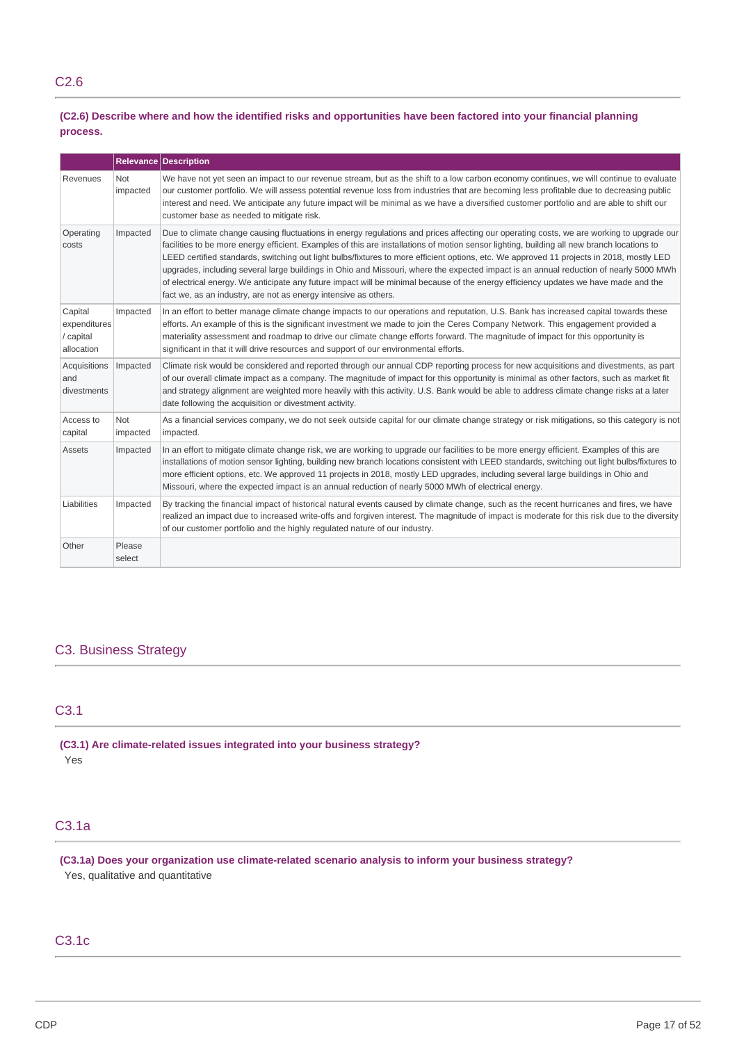## C2.6

**(C2.6) Describe where and how the identified risks and opportunities have been factored into your financial planning process.**

| | Relevance | Description |
|---|---|---|
| Revenues | Not impacted | We have not yet seen an impact to our revenue stream, but as the shift to a low carbon economy continues, we will continue to evaluate our customer portfolio. We will assess potential revenue loss from industries that are becoming less profitable due to decreasing public interest and need. We anticipate any future impact will be minimal as we have a diversified customer portfolio and are able to shift our customer base as needed to mitigate risk. |
| Operating costs | Impacted | Due to climate change causing fluctuations in energy regulations and prices affecting our operating costs, we are working to upgrade our facilities to be more energy efficient. Examples of this are installations of motion sensor lighting, building all new branch locations to LEED certified standards, switching out light bulbs/fixtures to more efficient options, etc. We approved 11 projects in 2018, mostly LED upgrades, including several large buildings in Ohio and Missouri, where the expected impact is an annual reduction of nearly 5000 MWh of electrical energy. We anticipate any future impact will be minimal because of the energy efficiency updates we have made and the fact we, as an industry, are not as energy intensive as others. |
| Capital expenditures / capital allocation | Impacted | In an effort to better manage climate change impacts to our operations and reputation, U.S. Bank has increased capital towards these efforts. An example of this is the significant investment we made to join the Ceres Company Network. This engagement provided a materiality assessment and roadmap to drive our climate change efforts forward. The magnitude of impact for this opportunity is significant in that it will drive resources and support of our environmental efforts. |
| Acquisitions and divestments | Impacted | Climate risk would be considered and reported through our annual CDP reporting process for new acquisitions and divestments, as part of our overall climate impact as a company. The magnitude of impact for this opportunity is minimal as other factors, such as market fit and strategy alignment are weighted more heavily with this activity. U.S. Bank would be able to address climate change risks at a later date following the acquisition or divestment activity. |
| Access to capital | Not impacted | As a financial services company, we do not seek outside capital for our climate change strategy or risk mitigations, so this category is not impacted. |
| Assets | Impacted | In an effort to mitigate climate change risk, we are working to upgrade our facilities to be more energy efficient. Examples of this are installations of motion sensor lighting, building new branch locations consistent with LEED standards, switching out light bulbs/fixtures to more efficient options, etc. We approved 11 projects in 2018, mostly LED upgrades, including several large buildings in Ohio and Missouri, where the expected impact is an annual reduction of nearly 5000 MWh of electrical energy. |
| Liabilities | Impacted | By tracking the financial impact of historical natural events caused by climate change, such as the recent hurricanes and fires, we have realized an impact due to increased write-offs and forgiven interest. The magnitude of impact is moderate for this risk due to the diversity of our customer portfolio and the highly regulated nature of our industry. |
| Other | Please select | |

# C3. Business Strategy

## C3.1

**(C3.1) Are climate-related issues integrated into your business strategy?**

Yes

## C3.1a

**(C3.1a) Does your organization use climate-related scenario analysis to inform your business strategy?**

Yes, qualitative and quantitative

## C3.1c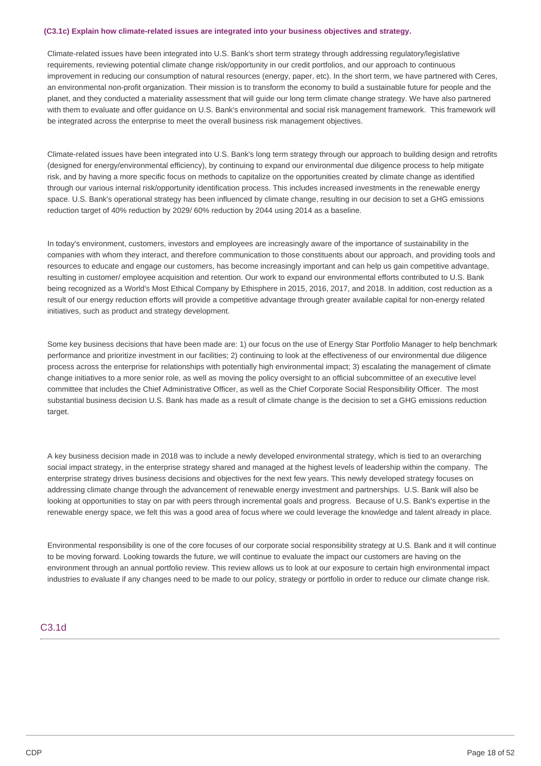**(C3.1c) Explain how climate-related issues are integrated into your business objectives and strategy.**

Climate-related issues have been integrated into U.S. Bank's short term strategy through addressing regulatory/legislative requirements, reviewing potential climate change risk/opportunity in our credit portfolios, and our approach to continuous improvement in reducing our consumption of natural resources (energy, paper, etc). In the short term, we have partnered with Ceres, an environmental non-profit organization. Their mission is to transform the economy to build a sustainable future for people and the planet, and they conducted a materiality assessment that will guide our long term climate change strategy. We have also partnered with them to evaluate and offer guidance on U.S. Bank's environmental and social risk management framework. This framework will be integrated across the enterprise to meet the overall business risk management objectives.

Climate-related issues have been integrated into U.S. Bank's long term strategy through our approach to building design and retrofits (designed for energy/environmental efficiency), by continuing to expand our environmental due diligence process to help mitigate risk, and by having a more specific focus on methods to capitalize on the opportunities created by climate change as identified through our various internal risk/opportunity identification process. This includes increased investments in the renewable energy space. U.S. Bank's operational strategy has been influenced by climate change, resulting in our decision to set a GHG emissions reduction target of 40% reduction by 2029/ 60% reduction by 2044 using 2014 as a baseline.

In today's environment, customers, investors and employees are increasingly aware of the importance of sustainability in the companies with whom they interact, and therefore communication to those constituents about our approach, and providing tools and resources to educate and engage our customers, has become increasingly important and can help us gain competitive advantage, resulting in customer/ employee acquisition and retention. Our work to expand our environmental efforts contributed to U.S. Bank being recognized as a World's Most Ethical Company by Ethisphere in 2015, 2016, 2017, and 2018. In addition, cost reduction as a result of our energy reduction efforts will provide a competitive advantage through greater available capital for non-energy related initiatives, such as product and strategy development.

Some key business decisions that have been made are: 1) our focus on the use of Energy Star Portfolio Manager to help benchmark performance and prioritize investment in our facilities; 2) continuing to look at the effectiveness of our environmental due diligence process across the enterprise for relationships with potentially high environmental impact; 3) escalating the management of climate change initiatives to a more senior role, as well as moving the policy oversight to an official subcommittee of an executive level committee that includes the Chief Administrative Officer, as well as the Chief Corporate Social Responsibility Officer. The most substantial business decision U.S. Bank has made as a result of climate change is the decision to set a GHG emissions reduction target.

A key business decision made in 2018 was to include a newly developed environmental strategy, which is tied to an overarching social impact strategy, in the enterprise strategy shared and managed at the highest levels of leadership within the company. The enterprise strategy drives business decisions and objectives for the next few years. This newly developed strategy focuses on addressing climate change through the advancement of renewable energy investment and partnerships. U.S. Bank will also be looking at opportunities to stay on par with peers through incremental goals and progress. Because of U.S. Bank's expertise in the renewable energy space, we felt this was a good area of focus where we could leverage the knowledge and talent already in place.

Environmental responsibility is one of the core focuses of our corporate social responsibility strategy at U.S. Bank and it will continue to be moving forward. Looking towards the future, we will continue to evaluate the impact our customers are having on the environment through an annual portfolio review. This review allows us to look at our exposure to certain high environmental impact industries to evaluate if any changes need to be made to our policy, strategy or portfolio in order to reduce our climate change risk.

## C3.1d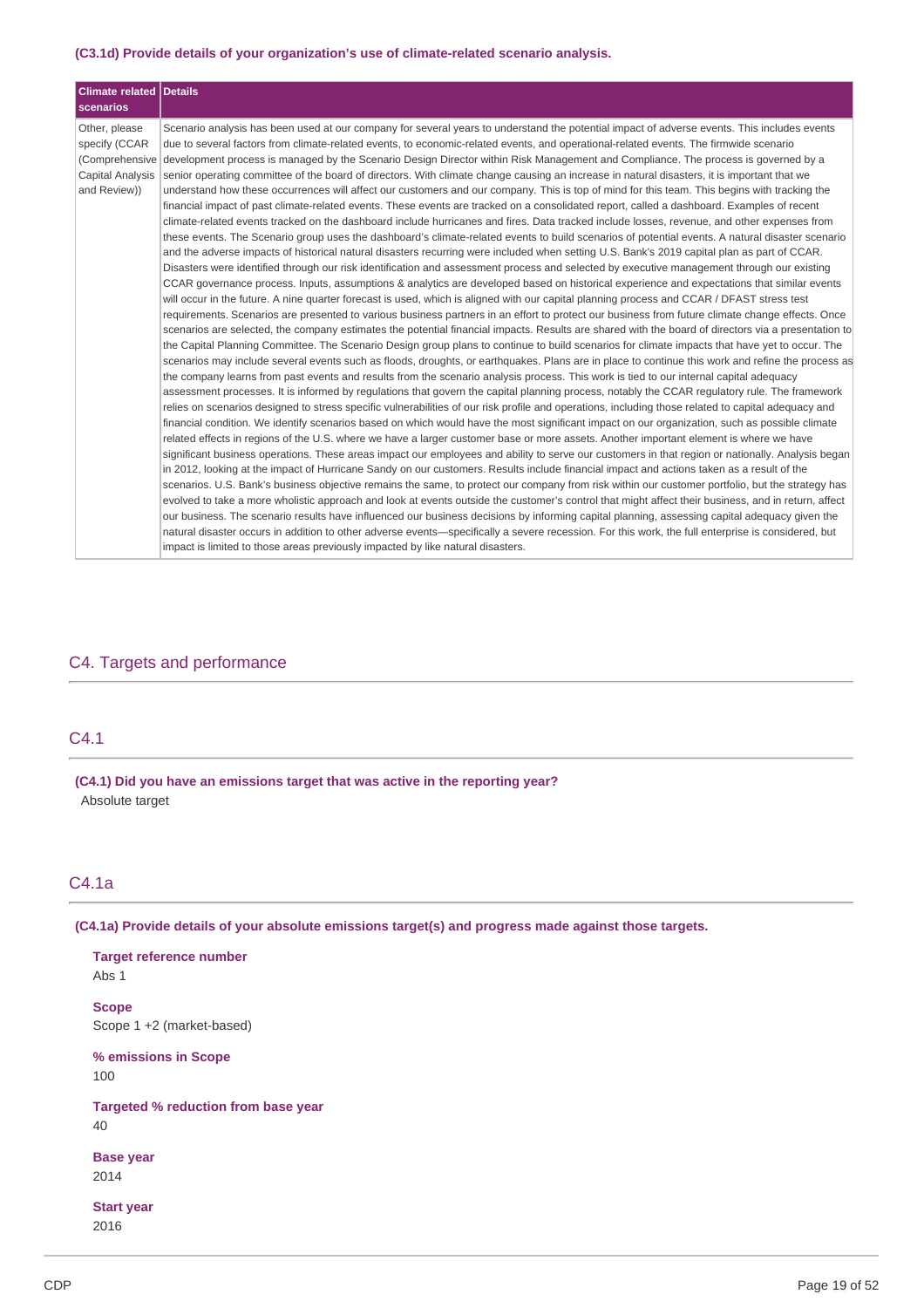**(C3.1d) Provide details of your organization's use of climate-related scenario analysis.**

| Climate related scenarios | Details |
| --- | --- |
| Other, please specify (CCAR (Comprehensive Capital Analysis and Review)) | Scenario analysis has been used at our company for several years to understand the potential impact of adverse events. This includes events due to several factors from climate-related events, to economic-related events, and operational-related events. The firmwide scenario development process is managed by the Scenario Design Director within Risk Management and Compliance. The process is governed by a senior operating committee of the board of directors. With climate change causing an increase in natural disasters, it is important that we understand how these occurrences will affect our customers and our company. This is top of mind for this team. This begins with tracking the financial impact of past climate-related events. These events are tracked on a consolidated report, called a dashboard. Examples of recent climate-related events tracked on the dashboard include hurricanes and fires. Data tracked include losses, revenue, and other expenses from these events. The Scenario group uses the dashboard's climate-related events to build scenarios of potential events. A natural disaster scenario and the adverse impacts of historical natural disasters recurring were included when setting U.S. Bank's 2019 capital plan as part of CCAR. Disasters were identified through our risk identification and assessment process and selected by executive management through our existing CCAR governance process. Inputs, assumptions & analytics are developed based on historical experience and expectations that similar events will occur in the future. A nine quarter forecast is used, which is aligned with our capital planning process and CCAR / DFAST stress test requirements. Scenarios are presented to various business partners in an effort to protect our business from future climate change effects. Once scenarios are selected, the company estimates the potential financial impacts. Results are shared with the board of directors via a presentation to the Capital Planning Committee. The Scenario Design group plans to continue to build scenarios for climate impacts that have yet to occur. The scenarios may include several events such as floods, droughts, or earthquakes. Plans are in place to continue this work and refine the process as the company learns from past events and results from the scenario analysis process. This work is tied to our internal capital adequacy assessment processes. It is informed by regulations that govern the capital planning process, notably the CCAR regulatory rule. The framework relies on scenarios designed to stress specific vulnerabilities of our risk profile and operations, including those related to capital adequacy and financial condition. We identify scenarios based on which would have the most significant impact on our organization, such as possible climate related effects in regions of the U.S. where we have a larger customer base or more assets. Another important element is where we have significant business operations. These areas impact our employees and ability to serve our customers in that region or nationally. Analysis began in 2012, looking at the impact of Hurricane Sandy on our customers. Results include financial impact and actions taken as a result of the scenarios. U.S. Bank's business objective remains the same, to protect our company from risk within our customer portfolio, but the strategy has evolved to take a more wholistic approach and look at events outside the customer's control that might affect their business, and in return, affect our business. The scenario results have influenced our business decisions by informing capital planning, assessing capital adequacy given the natural disaster occurs in addition to other adverse events—specifically a severe recession. For this work, the full enterprise is considered, but impact is limited to those areas previously impacted by like natural disasters. |

## C4. Targets and performance

## C4.1

**(C4.1) Did you have an emissions target that was active in the reporting year?**

Absolute target

## C4.1a

**(C4.1a) Provide details of your absolute emissions target(s) and progress made against those targets.**

**Target reference number**
Abs 1

**Scope**
Scope 1 +2 (market-based)

**% emissions in Scope**
100

**Targeted % reduction from base year**
40

**Base year**
2014

**Start year**
2016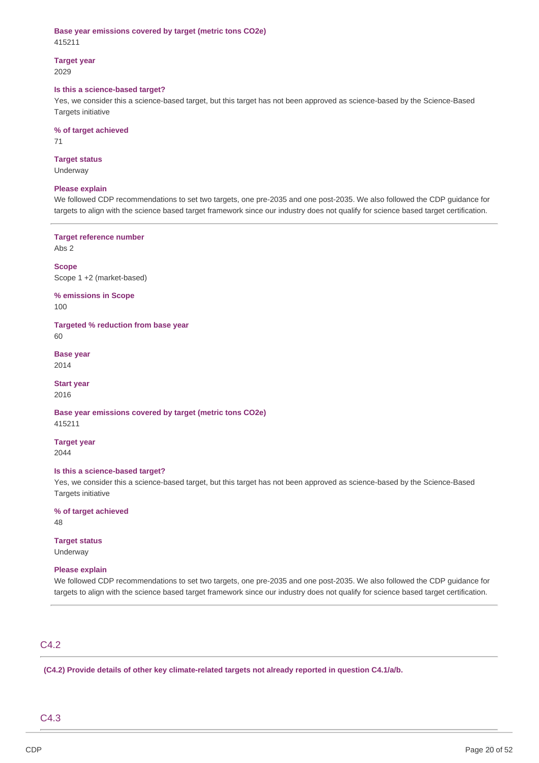**Base year emissions covered by target (metric tons CO2e)**
415211

**Target year**
2029

**Is this a science-based target?**
Yes, we consider this a science-based target, but this target has not been approved as science-based by the Science-Based Targets initiative

**% of target achieved**
71

**Target status**
Underway

**Please explain**
We followed CDP recommendations to set two targets, one pre-2035 and one post-2035. We also followed the CDP guidance for targets to align with the science based target framework since our industry does not qualify for science based target certification.

---

**Target reference number**
Abs 2

**Scope**
Scope 1 +2 (market-based)

**% emissions in Scope**
100

**Targeted % reduction from base year**
60

**Base year**
2014

**Start year**
2016

**Base year emissions covered by target (metric tons CO2e)**
415211

**Target year**
2044

**Is this a science-based target?**
Yes, we consider this a science-based target, but this target has not been approved as science-based by the Science-Based Targets initiative

**% of target achieved**
48

**Target status**
Underway

**Please explain**
We followed CDP recommendations to set two targets, one pre-2035 and one post-2035. We also followed the CDP guidance for targets to align with the science based target framework since our industry does not qualify for science based target certification.

---

## C4.2

**(C4.2) Provide details of other key climate-related targets not already reported in question C4.1/a/b.**

## C4.3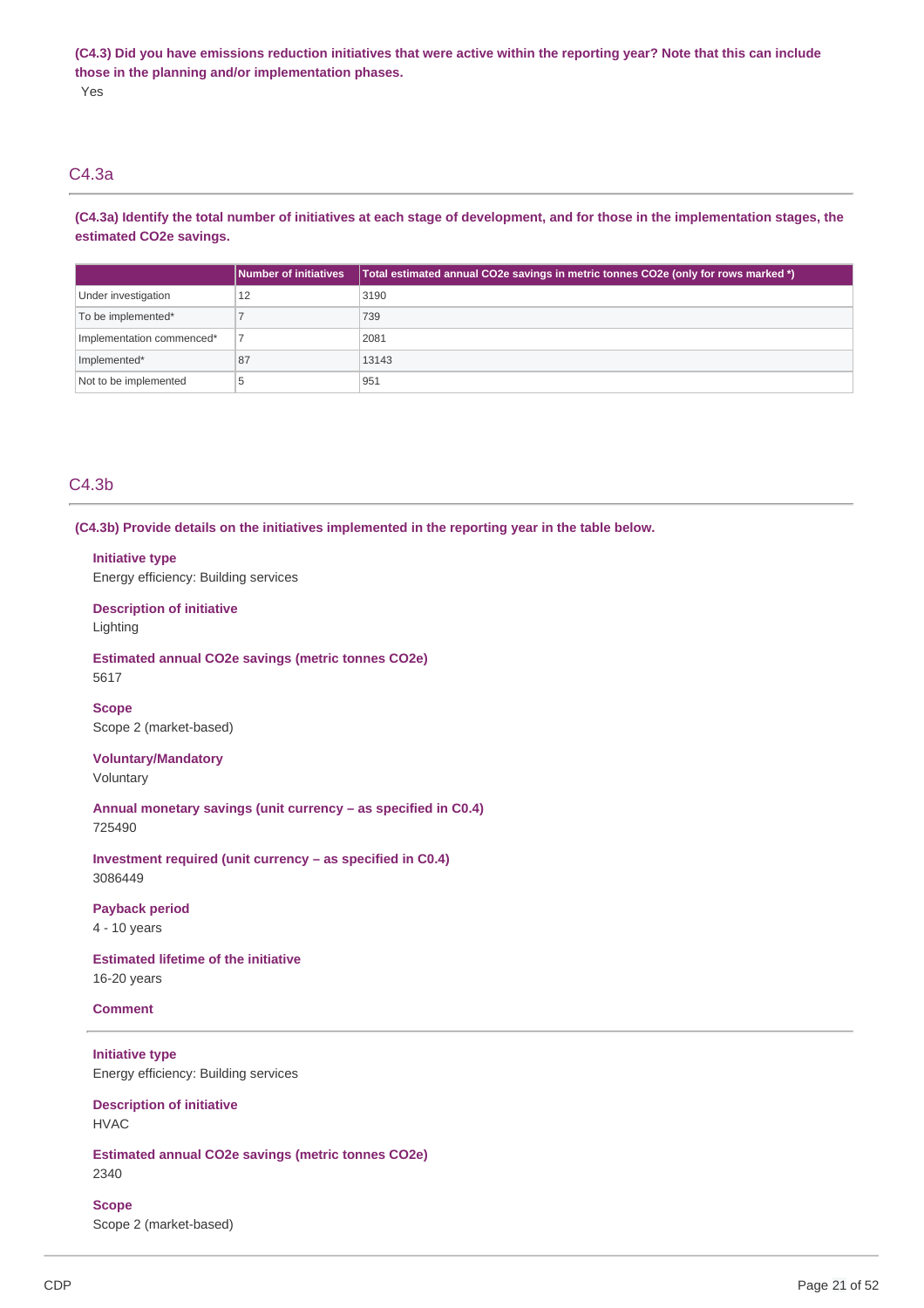**(C4.3) Did you have emissions reduction initiatives that were active within the reporting year? Note that this can include those in the planning and/or implementation phases.**

Yes

## C4.3a

**(C4.3a) Identify the total number of initiatives at each stage of development, and for those in the implementation stages, the estimated CO2e savings.**

| | Number of initiatives | Total estimated annual CO2e savings in metric tonnes CO2e (only for rows marked *) |
|---|---|---|
| Under investigation | 12 | 3190 |
| To be implemented* | 7 | 739 |
| Implementation commenced* | 7 | 2081 |
| Implemented* | 87 | 13143 |
| Not to be implemented | 5 | 951 |

## C4.3b

**(C4.3b) Provide details on the initiatives implemented in the reporting year in the table below.**

**Initiative type**
Energy efficiency: Building services

**Description of initiative**
Lighting

**Estimated annual CO2e savings (metric tonnes CO2e)**
5617

**Scope**
Scope 2 (market-based)

**Voluntary/Mandatory**
Voluntary

**Annual monetary savings (unit currency – as specified in C0.4)**
725490

**Investment required (unit currency – as specified in C0.4)**
3086449

**Payback period**
4 - 10 years

**Estimated lifetime of the initiative**
16-20 years

**Comment**

---

**Initiative type**
Energy efficiency: Building services

**Description of initiative**
HVAC

**Estimated annual CO2e savings (metric tonnes CO2e)**
2340

**Scope**
Scope 2 (market-based)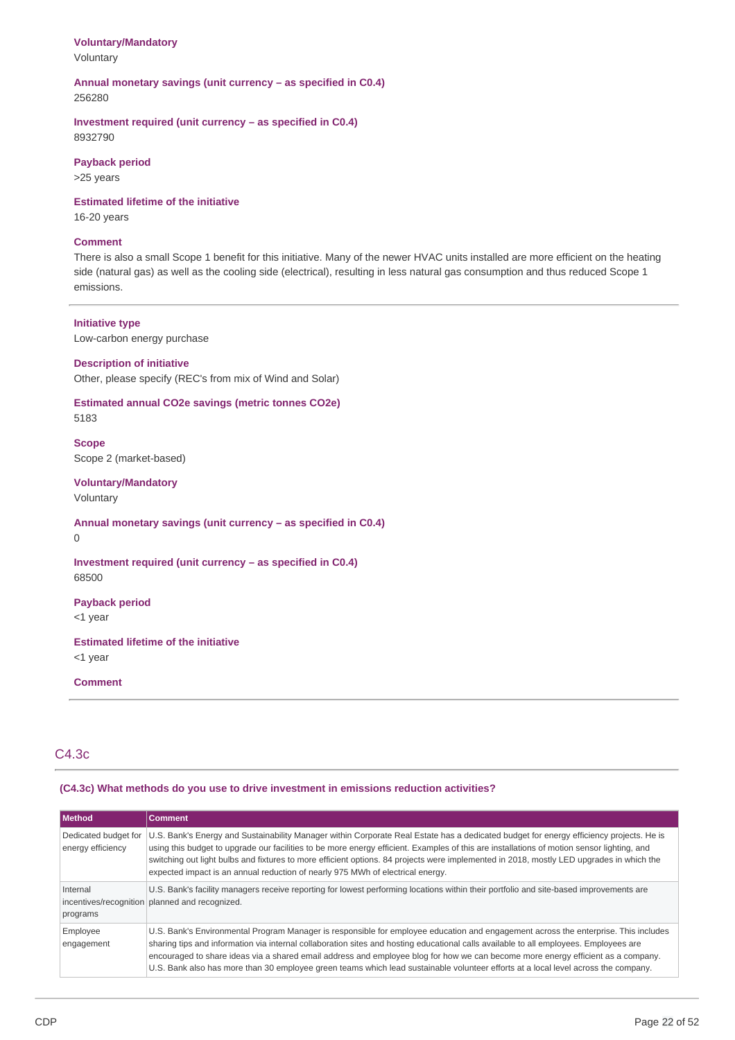**Voluntary/Mandatory**
Voluntary

**Annual monetary savings (unit currency – as specified in C0.4)**
256280

**Investment required (unit currency – as specified in C0.4)**
8932790

**Payback period**
>25 years

**Estimated lifetime of the initiative**
16-20 years

**Comment**
There is also a small Scope 1 benefit for this initiative. Many of the newer HVAC units installed are more efficient on the heating side (natural gas) as well as the cooling side (electrical), resulting in less natural gas consumption and thus reduced Scope 1 emissions.

---

**Initiative type**
Low-carbon energy purchase

**Description of initiative**
Other, please specify (REC's from mix of Wind and Solar)

**Estimated annual CO2e savings (metric tonnes CO2e)**
5183

**Scope**
Scope 2 (market-based)

**Voluntary/Mandatory**
Voluntary

**Annual monetary savings (unit currency – as specified in C0.4)**
0

**Investment required (unit currency – as specified in C0.4)**
68500

**Payback period**
<1 year

**Estimated lifetime of the initiative**
<1 year

**Comment**

---

## C4.3c

**(C4.3c) What methods do you use to drive investment in emissions reduction activities?**

| Method | Comment |
|---|---|
| Dedicated budget for energy efficiency | U.S. Bank's Energy and Sustainability Manager within Corporate Real Estate has a dedicated budget for energy efficiency projects. He is using this budget to upgrade our facilities to be more energy efficient. Examples of this are installations of motion sensor lighting, and switching out light bulbs and fixtures to more efficient options. 84 projects were implemented in 2018, mostly LED upgrades in which the expected impact is an annual reduction of nearly 975 MWh of electrical energy. |
| Internal incentives/recognition programs | U.S. Bank's facility managers receive reporting for lowest performing locations within their portfolio and site-based improvements are planned and recognized. |
| Employee engagement | U.S. Bank's Environmental Program Manager is responsible for employee education and engagement across the enterprise. This includes sharing tips and information via internal collaboration sites and hosting educational calls available to all employees. Employees are encouraged to share ideas via a shared email address and employee blog for how we can become more energy efficient as a company. U.S. Bank also has more than 30 employee green teams which lead sustainable volunteer efforts at a local level across the company. |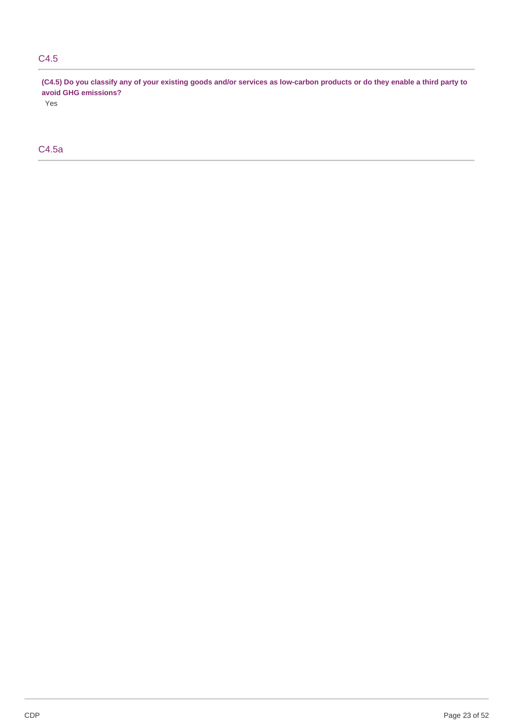## C4.5

**(C4.5) Do you classify any of your existing goods and/or services as low-carbon products or do they enable a third party to avoid GHG emissions?**

Yes

## C4.5a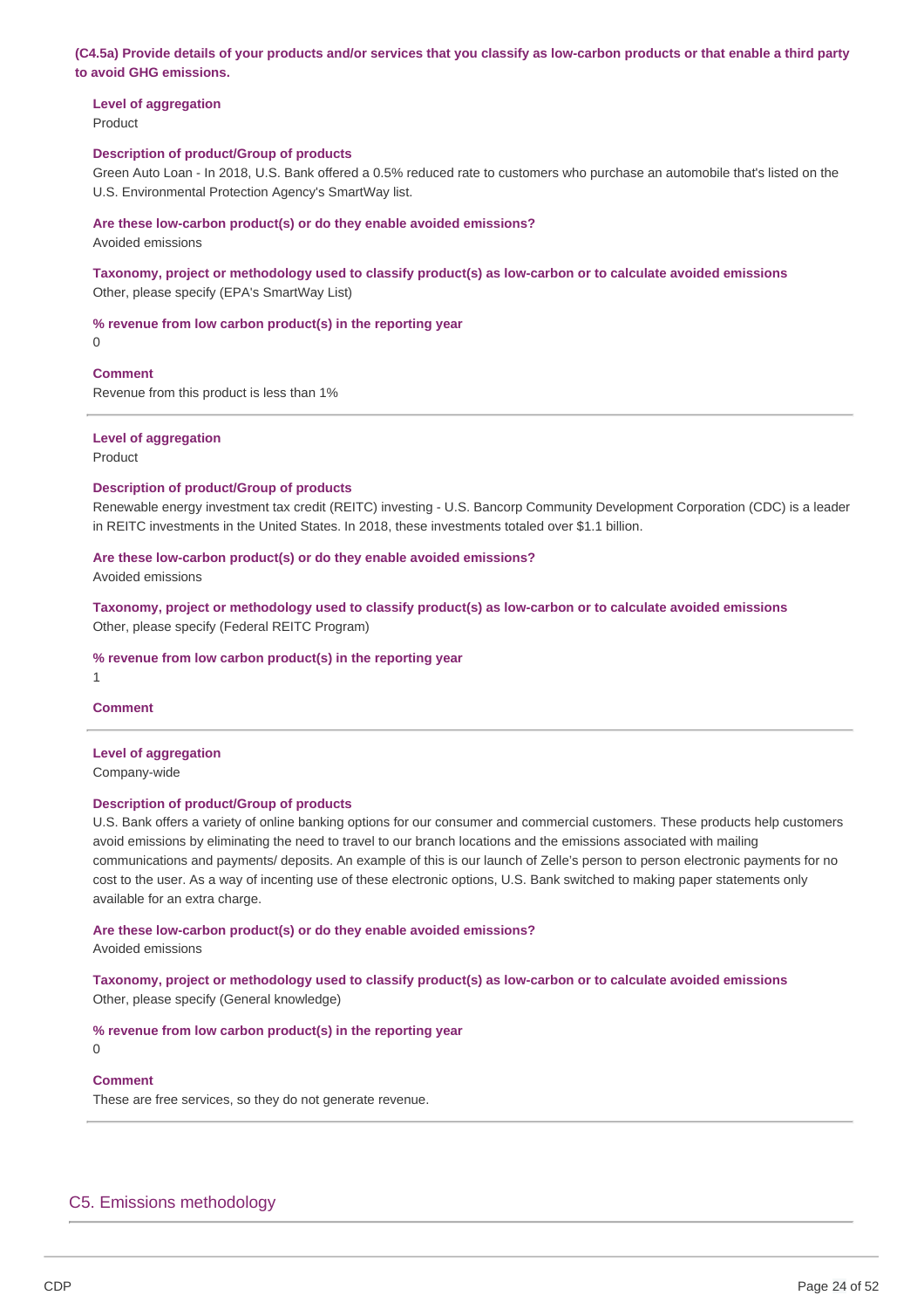**(C4.5a) Provide details of your products and/or services that you classify as low-carbon products or that enable a third party to avoid GHG emissions.**

**Level of aggregation**
Product

**Description of product/Group of products**
Green Auto Loan - In 2018, U.S. Bank offered a 0.5% reduced rate to customers who purchase an automobile that's listed on the U.S. Environmental Protection Agency's SmartWay list.

**Are these low-carbon product(s) or do they enable avoided emissions?**
Avoided emissions

**Taxonomy, project or methodology used to classify product(s) as low-carbon or to calculate avoided emissions**
Other, please specify (EPA's SmartWay List)

**% revenue from low carbon product(s) in the reporting year**
0

**Comment**
Revenue from this product is less than 1%

---

**Level of aggregation**
Product

**Description of product/Group of products**
Renewable energy investment tax credit (REITC) investing - U.S. Bancorp Community Development Corporation (CDC) is a leader in REITC investments in the United States. In 2018, these investments totaled over $1.1 billion.

**Are these low-carbon product(s) or do they enable avoided emissions?**
Avoided emissions

**Taxonomy, project or methodology used to classify product(s) as low-carbon or to calculate avoided emissions**
Other, please specify (Federal REITC Program)

**% revenue from low carbon product(s) in the reporting year**
1

**Comment**

---

**Level of aggregation**
Company-wide

**Description of product/Group of products**
U.S. Bank offers a variety of online banking options for our consumer and commercial customers. These products help customers avoid emissions by eliminating the need to travel to our branch locations and the emissions associated with mailing communications and payments/ deposits. An example of this is our launch of Zelle's person to person electronic payments for no cost to the user. As a way of incenting use of these electronic options, U.S. Bank switched to making paper statements only available for an extra charge.

**Are these low-carbon product(s) or do they enable avoided emissions?**
Avoided emissions

**Taxonomy, project or methodology used to classify product(s) as low-carbon or to calculate avoided emissions**
Other, please specify (General knowledge)

**% revenue from low carbon product(s) in the reporting year**
0

**Comment**
These are free services, so they do not generate revenue.

---

## C5. Emissions methodology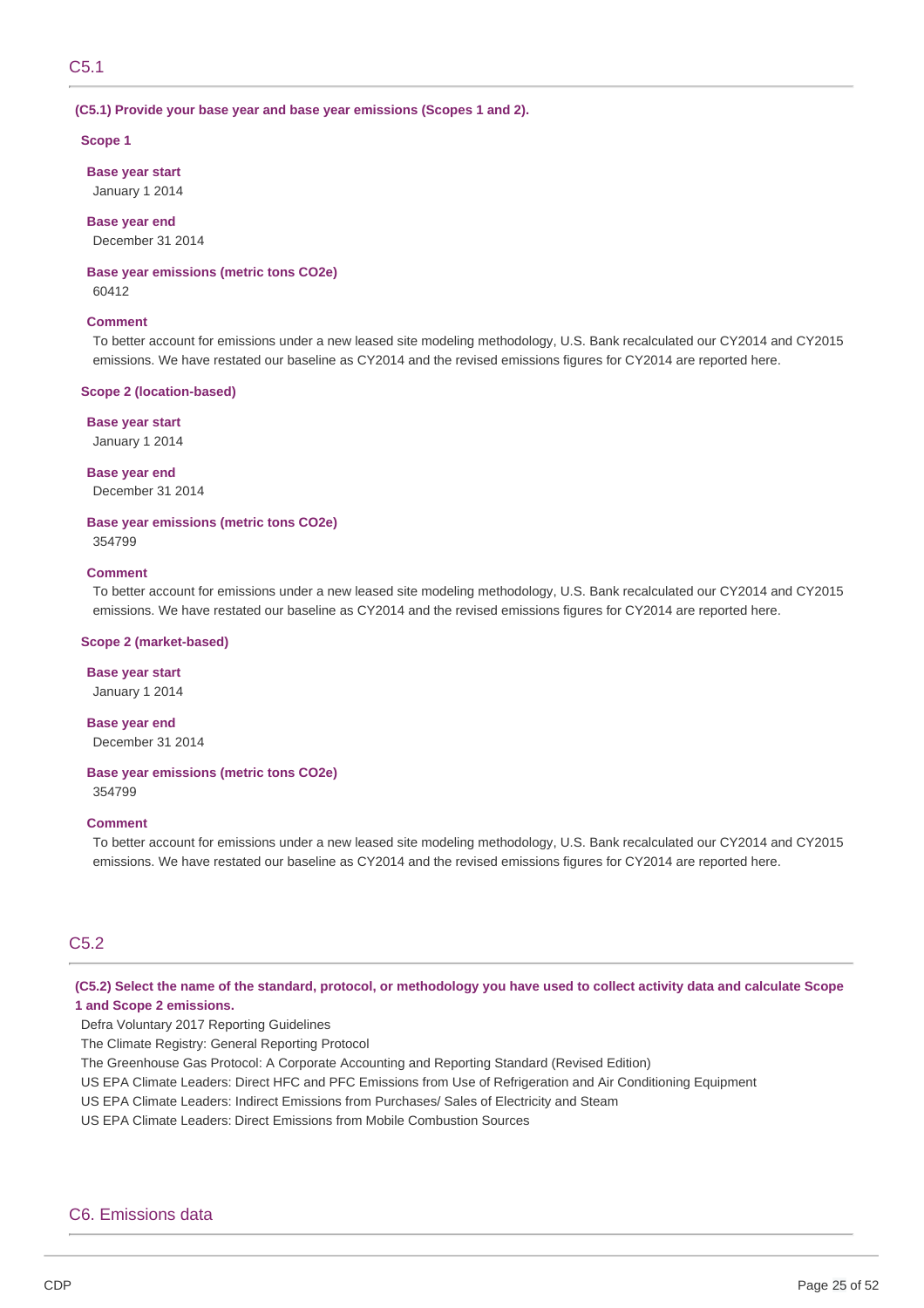## C5.1

**(C5.1) Provide your base year and base year emissions (Scopes 1 and 2).**

**Scope 1**

**Base year start**
January 1 2014

**Base year end**
December 31 2014

**Base year emissions (metric tons CO2e)**
60412

**Comment**
To better account for emissions under a new leased site modeling methodology, U.S. Bank recalculated our CY2014 and CY2015 emissions. We have restated our baseline as CY2014 and the revised emissions figures for CY2014 are reported here.

**Scope 2 (location-based)**

**Base year start**
January 1 2014

**Base year end**
December 31 2014

**Base year emissions (metric tons CO2e)**
354799

**Comment**
To better account for emissions under a new leased site modeling methodology, U.S. Bank recalculated our CY2014 and CY2015 emissions. We have restated our baseline as CY2014 and the revised emissions figures for CY2014 are reported here.

**Scope 2 (market-based)**

**Base year start**
January 1 2014

**Base year end**
December 31 2014

**Base year emissions (metric tons CO2e)**
354799

**Comment**
To better account for emissions under a new leased site modeling methodology, U.S. Bank recalculated our CY2014 and CY2015 emissions. We have restated our baseline as CY2014 and the revised emissions figures for CY2014 are reported here.

## C5.2

**(C5.2) Select the name of the standard, protocol, or methodology you have used to collect activity data and calculate Scope 1 and Scope 2 emissions.**

Defra Voluntary 2017 Reporting Guidelines
The Climate Registry: General Reporting Protocol
The Greenhouse Gas Protocol: A Corporate Accounting and Reporting Standard (Revised Edition)
US EPA Climate Leaders: Direct HFC and PFC Emissions from Use of Refrigeration and Air Conditioning Equipment
US EPA Climate Leaders: Indirect Emissions from Purchases/ Sales of Electricity and Steam
US EPA Climate Leaders: Direct Emissions from Mobile Combustion Sources

# C6. Emissions data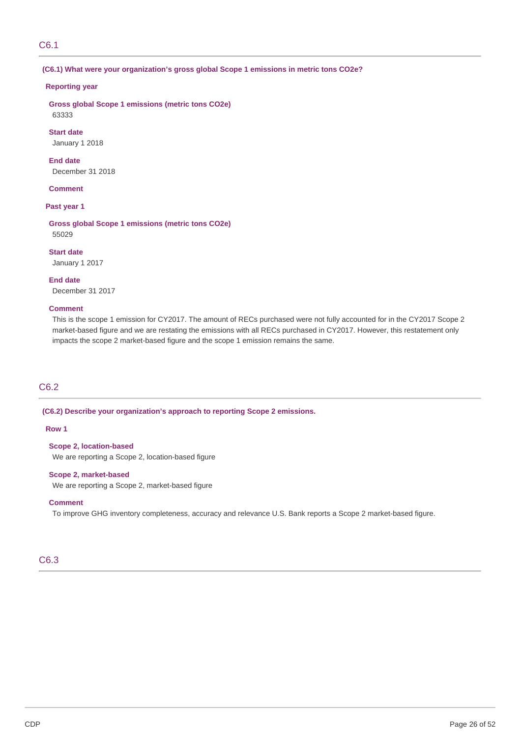## C6.1

**(C6.1) What were your organization's gross global Scope 1 emissions in metric tons CO2e?**

**Reporting year**

**Gross global Scope 1 emissions (metric tons CO2e)**
63333

**Start date**
January 1 2018

**End date**
December 31 2018

**Comment**

**Past year 1**

**Gross global Scope 1 emissions (metric tons CO2e)**
55029

**Start date**
January 1 2017

**End date**
December 31 2017

**Comment**
This is the scope 1 emission for CY2017. The amount of RECs purchased were not fully accounted for in the CY2017 Scope 2 market-based figure and we are restating the emissions with all RECs purchased in CY2017. However, this restatement only impacts the scope 2 market-based figure and the scope 1 emission remains the same.

## C6.2

**(C6.2) Describe your organization's approach to reporting Scope 2 emissions.**

**Row 1**

**Scope 2, location-based**
We are reporting a Scope 2, location-based figure

**Scope 2, market-based**
We are reporting a Scope 2, market-based figure

**Comment**
To improve GHG inventory completeness, accuracy and relevance U.S. Bank reports a Scope 2 market-based figure.

## C6.3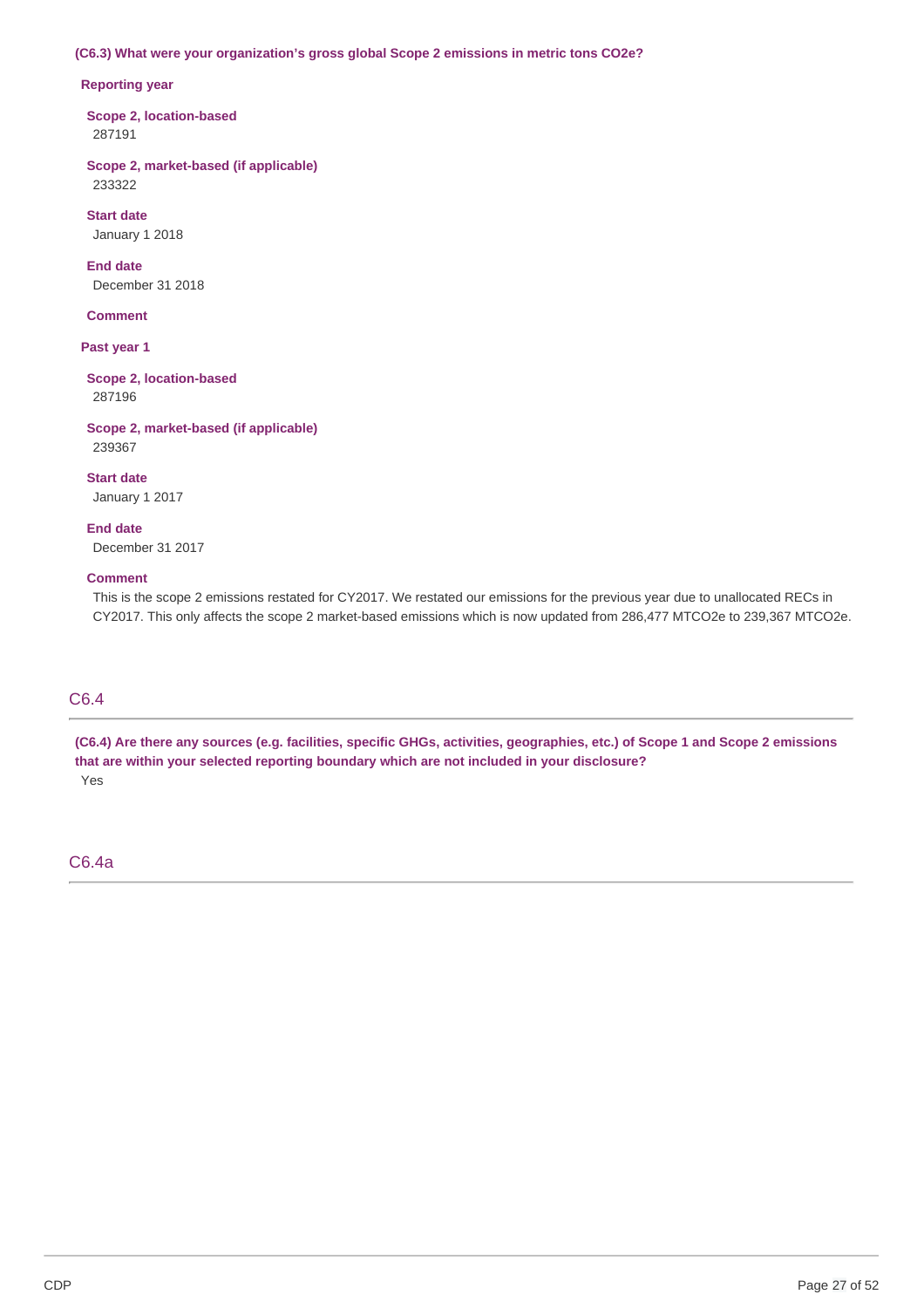**(C6.3) What were your organization's gross global Scope 2 emissions in metric tons CO2e?**

**Reporting year**

**Scope 2, location-based**
287191

**Scope 2, market-based (if applicable)**
233322

**Start date**
January 1 2018

**End date**
December 31 2018

**Comment**

**Past year 1**

**Scope 2, location-based**
287196

**Scope 2, market-based (if applicable)**
239367

**Start date**
January 1 2017

**End date**
December 31 2017

**Comment**
This is the scope 2 emissions restated for CY2017. We restated our emissions for the previous year due to unallocated RECs in CY2017. This only affects the scope 2 market-based emissions which is now updated from 286,477 MTCO2e to 239,367 MTCO2e.

## C6.4

**(C6.4) Are there any sources (e.g. facilities, specific GHGs, activities, geographies, etc.) of Scope 1 and Scope 2 emissions that are within your selected reporting boundary which are not included in your disclosure?**
Yes

## C6.4a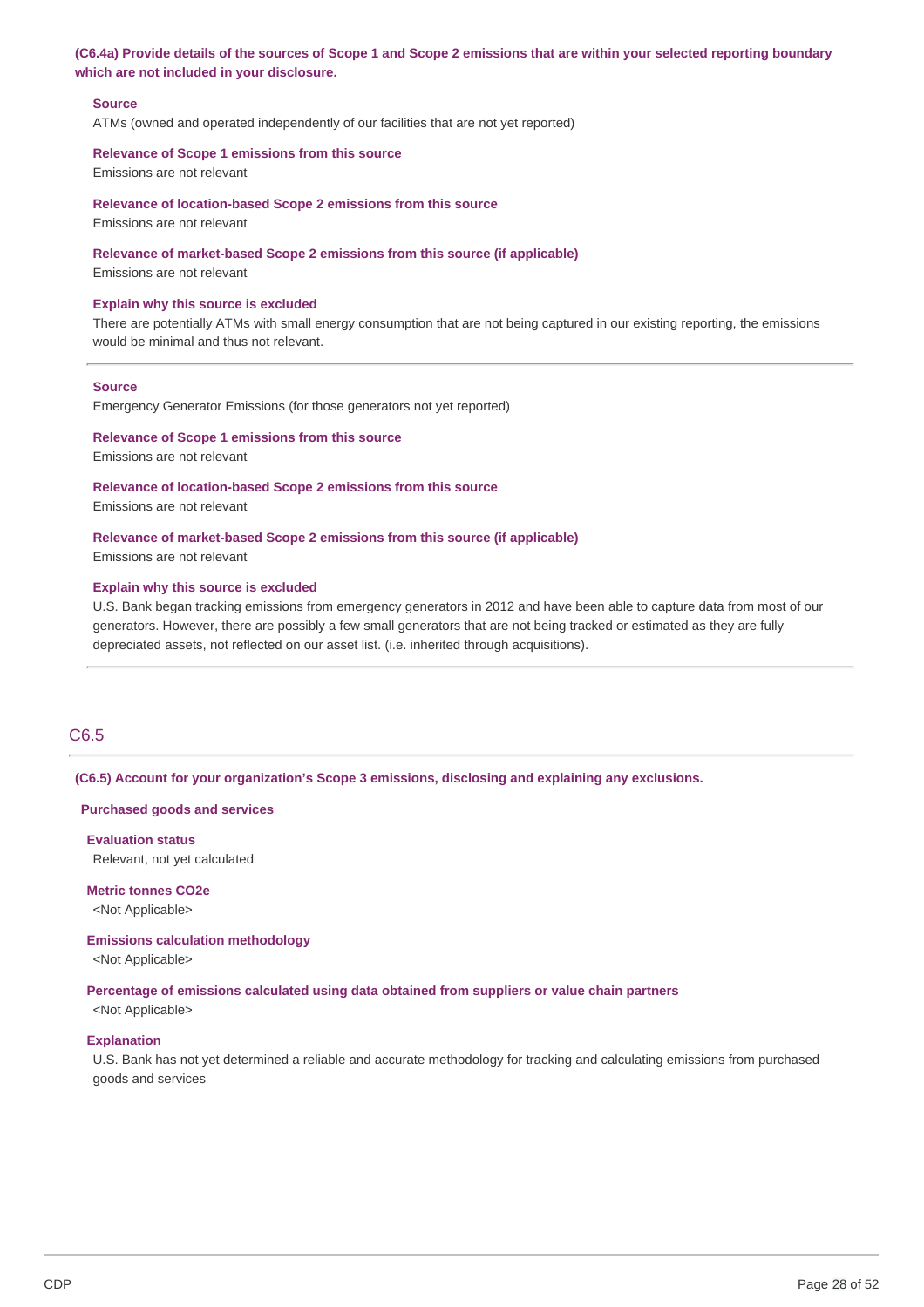**(C6.4a) Provide details of the sources of Scope 1 and Scope 2 emissions that are within your selected reporting boundary which are not included in your disclosure.**

**Source**

ATMs (owned and operated independently of our facilities that are not yet reported)

**Relevance of Scope 1 emissions from this source**

Emissions are not relevant

**Relevance of location-based Scope 2 emissions from this source**

Emissions are not relevant

**Relevance of market-based Scope 2 emissions from this source (if applicable)**

Emissions are not relevant

**Explain why this source is excluded**

There are potentially ATMs with small energy consumption that are not being captured in our existing reporting, the emissions would be minimal and thus not relevant.

---

**Source**

Emergency Generator Emissions (for those generators not yet reported)

**Relevance of Scope 1 emissions from this source**

Emissions are not relevant

**Relevance of location-based Scope 2 emissions from this source**

Emissions are not relevant

**Relevance of market-based Scope 2 emissions from this source (if applicable)**

Emissions are not relevant

**Explain why this source is excluded**

U.S. Bank began tracking emissions from emergency generators in 2012 and have been able to capture data from most of our generators. However, there are possibly a few small generators that are not being tracked or estimated as they are fully depreciated assets, not reflected on our asset list. (i.e. inherited through acquisitions).

---

## C6.5

**(C6.5) Account for your organization's Scope 3 emissions, disclosing and explaining any exclusions.**

**Purchased goods and services**

**Evaluation status**

Relevant, not yet calculated

**Metric tonnes CO2e**

<Not Applicable>

**Emissions calculation methodology**

<Not Applicable>

**Percentage of emissions calculated using data obtained from suppliers or value chain partners**

<Not Applicable>

**Explanation**

U.S. Bank has not yet determined a reliable and accurate methodology for tracking and calculating emissions from purchased goods and services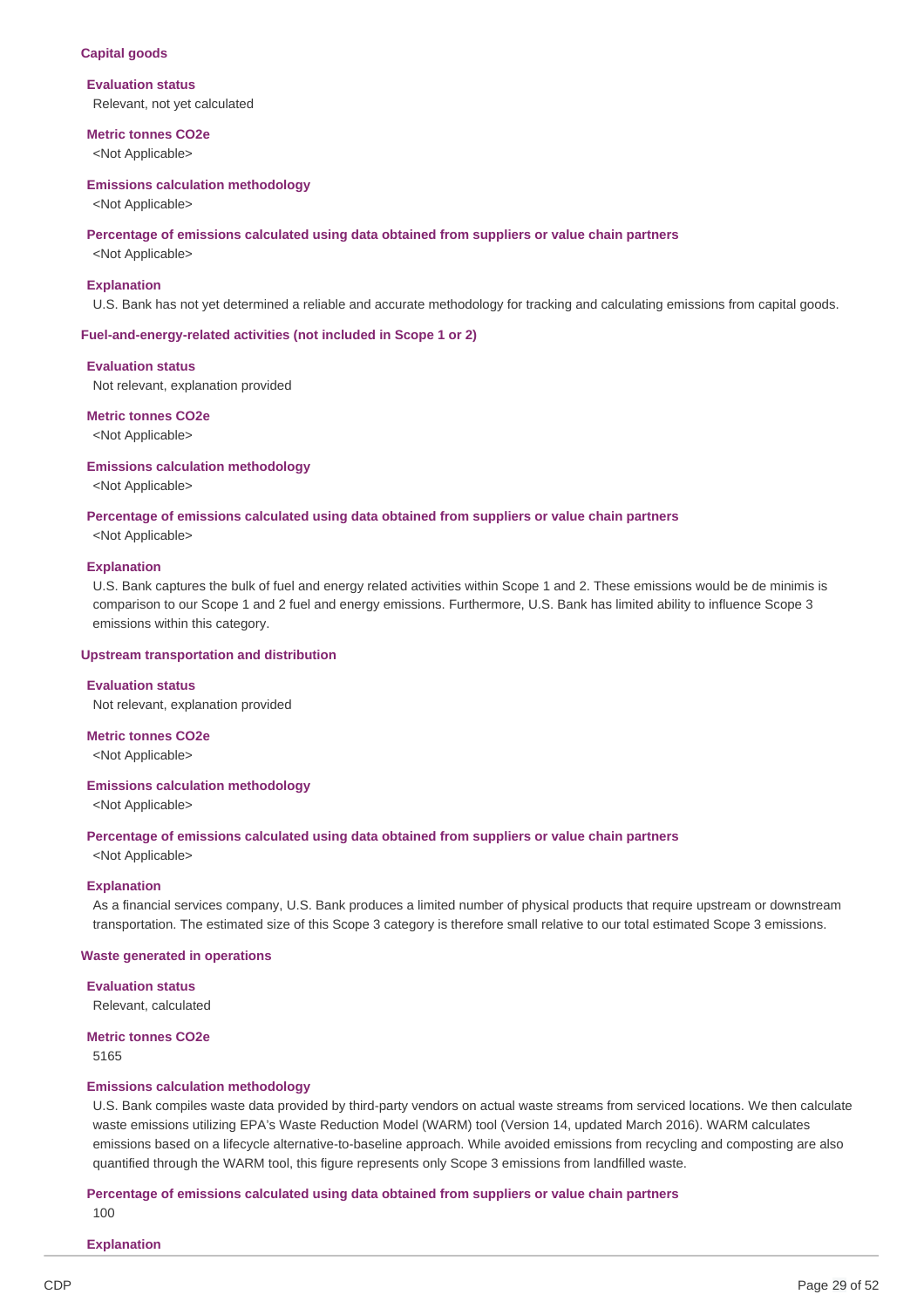### Capital goods

**Evaluation status**

Relevant, not yet calculated

**Metric tonnes CO2e**

<Not Applicable>

**Emissions calculation methodology**

<Not Applicable>

**Percentage of emissions calculated using data obtained from suppliers or value chain partners**

<Not Applicable>

**Explanation**

U.S. Bank has not yet determined a reliable and accurate methodology for tracking and calculating emissions from capital goods.

### Fuel-and-energy-related activities (not included in Scope 1 or 2)

**Evaluation status**

Not relevant, explanation provided

**Metric tonnes CO2e**

<Not Applicable>

**Emissions calculation methodology**

<Not Applicable>

**Percentage of emissions calculated using data obtained from suppliers or value chain partners**

<Not Applicable>

**Explanation**

U.S. Bank captures the bulk of fuel and energy related activities within Scope 1 and 2. These emissions would be de minimis is comparison to our Scope 1 and 2 fuel and energy emissions. Furthermore, U.S. Bank has limited ability to influence Scope 3 emissions within this category.

### Upstream transportation and distribution

**Evaluation status**

Not relevant, explanation provided

**Metric tonnes CO2e**

<Not Applicable>

**Emissions calculation methodology**

<Not Applicable>

**Percentage of emissions calculated using data obtained from suppliers or value chain partners**

<Not Applicable>

**Explanation**

As a financial services company, U.S. Bank produces a limited number of physical products that require upstream or downstream transportation. The estimated size of this Scope 3 category is therefore small relative to our total estimated Scope 3 emissions.

### Waste generated in operations

**Evaluation status**

Relevant, calculated

**Metric tonnes CO2e**

5165

**Emissions calculation methodology**

U.S. Bank compiles waste data provided by third-party vendors on actual waste streams from serviced locations. We then calculate waste emissions utilizing EPA's Waste Reduction Model (WARM) tool (Version 14, updated March 2016). WARM calculates emissions based on a lifecycle alternative-to-baseline approach. While avoided emissions from recycling and composting are also quantified through the WARM tool, this figure represents only Scope 3 emissions from landfilled waste.

**Percentage of emissions calculated using data obtained from suppliers or value chain partners**

100

**Explanation**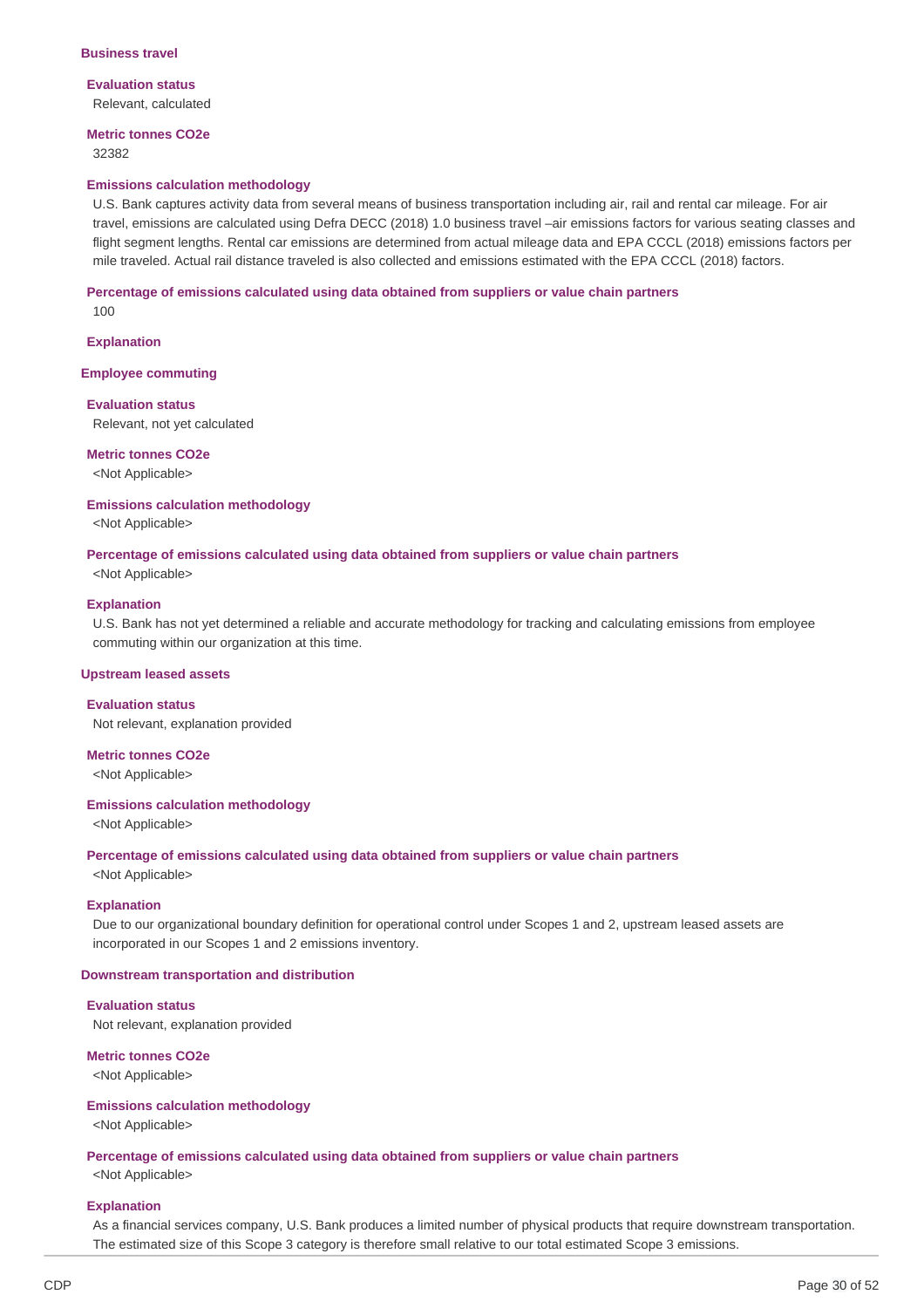### Business travel

**Evaluation status**

Relevant, calculated

**Metric tonnes CO2e**

32382

**Emissions calculation methodology**

U.S. Bank captures activity data from several means of business transportation including air, rail and rental car mileage. For air travel, emissions are calculated using Defra DECC (2018) 1.0 business travel –air emissions factors for various seating classes and flight segment lengths. Rental car emissions are determined from actual mileage data and EPA CCCL (2018) emissions factors per mile traveled. Actual rail distance traveled is also collected and emissions estimated with the EPA CCCL (2018) factors.

**Percentage of emissions calculated using data obtained from suppliers or value chain partners**

100

**Explanation**

### Employee commuting

**Evaluation status**

Relevant, not yet calculated

**Metric tonnes CO2e**

<Not Applicable>

**Emissions calculation methodology**

<Not Applicable>

**Percentage of emissions calculated using data obtained from suppliers or value chain partners**

<Not Applicable>

**Explanation**

U.S. Bank has not yet determined a reliable and accurate methodology for tracking and calculating emissions from employee commuting within our organization at this time.

### Upstream leased assets

**Evaluation status**

Not relevant, explanation provided

**Metric tonnes CO2e**

<Not Applicable>

**Emissions calculation methodology**

<Not Applicable>

**Percentage of emissions calculated using data obtained from suppliers or value chain partners**

<Not Applicable>

**Explanation**

Due to our organizational boundary definition for operational control under Scopes 1 and 2, upstream leased assets are incorporated in our Scopes 1 and 2 emissions inventory.

### Downstream transportation and distribution

**Evaluation status**

Not relevant, explanation provided

**Metric tonnes CO2e**

<Not Applicable>

**Emissions calculation methodology**

<Not Applicable>

**Percentage of emissions calculated using data obtained from suppliers or value chain partners**

<Not Applicable>

**Explanation**

As a financial services company, U.S. Bank produces a limited number of physical products that require downstream transportation. The estimated size of this Scope 3 category is therefore small relative to our total estimated Scope 3 emissions.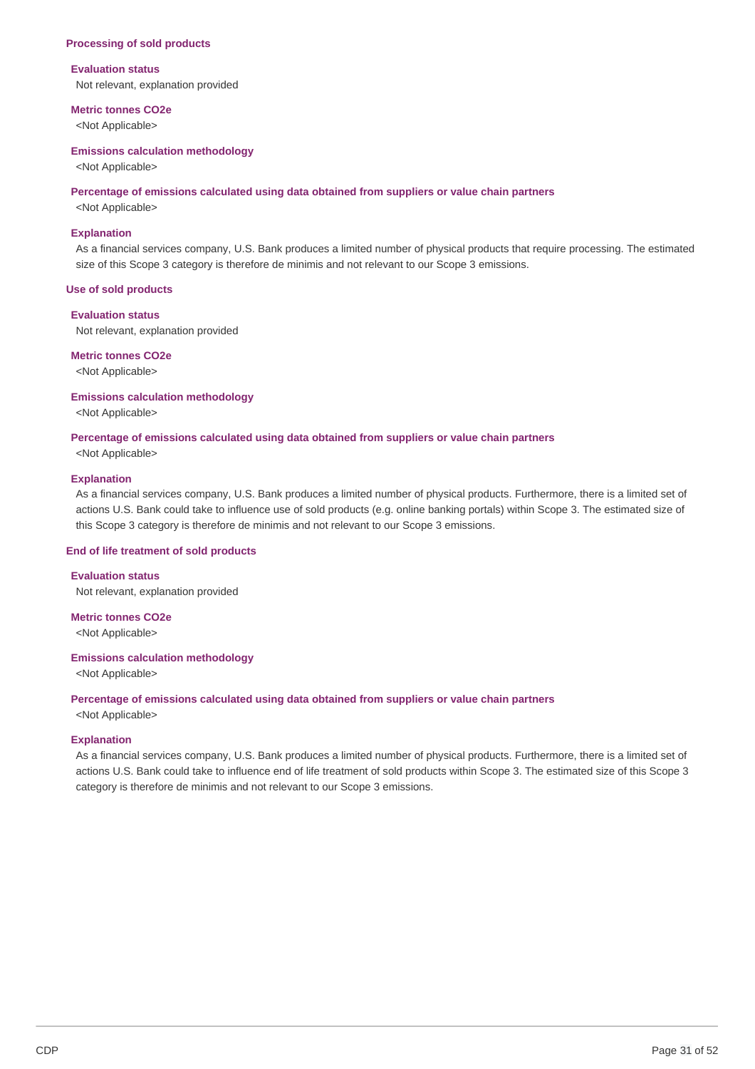**Processing of sold products**

**Evaluation status**

Not relevant, explanation provided

**Metric tonnes CO2e**

<Not Applicable>

**Emissions calculation methodology**

<Not Applicable>

**Percentage of emissions calculated using data obtained from suppliers or value chain partners**

<Not Applicable>

**Explanation**

As a financial services company, U.S. Bank produces a limited number of physical products that require processing. The estimated size of this Scope 3 category is therefore de minimis and not relevant to our Scope 3 emissions.

**Use of sold products**

**Evaluation status**

Not relevant, explanation provided

**Metric tonnes CO2e**

<Not Applicable>

**Emissions calculation methodology**

<Not Applicable>

**Percentage of emissions calculated using data obtained from suppliers or value chain partners**

<Not Applicable>

**Explanation**

As a financial services company, U.S. Bank produces a limited number of physical products. Furthermore, there is a limited set of actions U.S. Bank could take to influence use of sold products (e.g. online banking portals) within Scope 3. The estimated size of this Scope 3 category is therefore de minimis and not relevant to our Scope 3 emissions.

**End of life treatment of sold products**

**Evaluation status**

Not relevant, explanation provided

**Metric tonnes CO2e**

<Not Applicable>

**Emissions calculation methodology**

<Not Applicable>

**Percentage of emissions calculated using data obtained from suppliers or value chain partners**

<Not Applicable>

**Explanation**

As a financial services company, U.S. Bank produces a limited number of physical products. Furthermore, there is a limited set of actions U.S. Bank could take to influence end of life treatment of sold products within Scope 3. The estimated size of this Scope 3 category is therefore de minimis and not relevant to our Scope 3 emissions.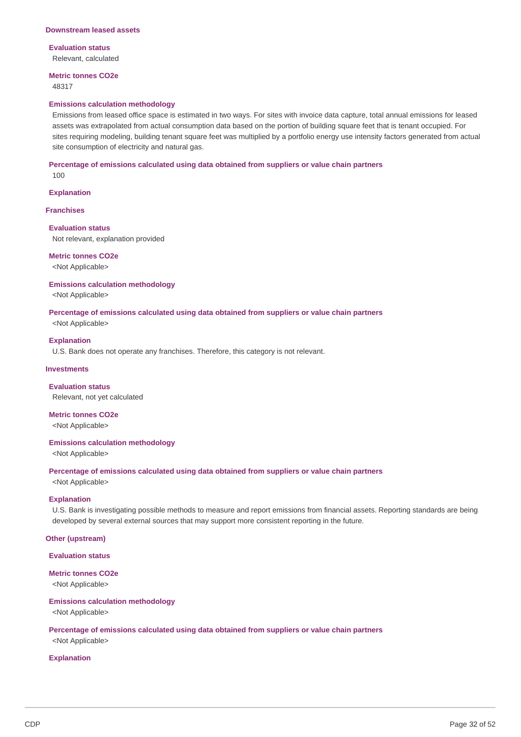### Downstream leased assets

**Evaluation status**

Relevant, calculated

**Metric tonnes CO2e**

48317

**Emissions calculation methodology**

Emissions from leased office space is estimated in two ways. For sites with invoice data capture, total annual emissions for leased assets was extrapolated from actual consumption data based on the portion of building square feet that is tenant occupied. For sites requiring modeling, building tenant square feet was multiplied by a portfolio energy use intensity factors generated from actual site consumption of electricity and natural gas.

**Percentage of emissions calculated using data obtained from suppliers or value chain partners**

100

**Explanation**

### Franchises

**Evaluation status**

Not relevant, explanation provided

**Metric tonnes CO2e**

<Not Applicable>

**Emissions calculation methodology**

<Not Applicable>

**Percentage of emissions calculated using data obtained from suppliers or value chain partners**

<Not Applicable>

**Explanation**

U.S. Bank does not operate any franchises. Therefore, this category is not relevant.

### Investments

**Evaluation status**

Relevant, not yet calculated

**Metric tonnes CO2e**

<Not Applicable>

**Emissions calculation methodology**

<Not Applicable>

**Percentage of emissions calculated using data obtained from suppliers or value chain partners**

<Not Applicable>

**Explanation**

U.S. Bank is investigating possible methods to measure and report emissions from financial assets. Reporting standards are being developed by several external sources that may support more consistent reporting in the future.

### Other (upstream)

**Evaluation status**

**Metric tonnes CO2e**

<Not Applicable>

**Emissions calculation methodology**

<Not Applicable>

**Percentage of emissions calculated using data obtained from suppliers or value chain partners**

<Not Applicable>

**Explanation**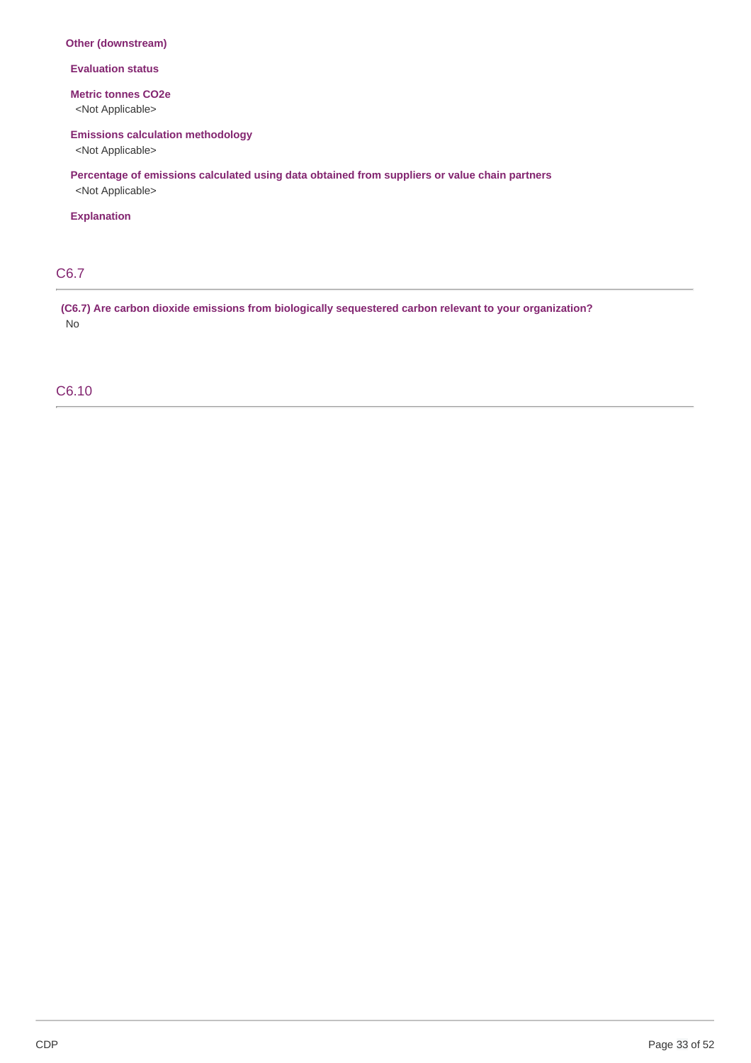**Other (downstream)**

**Evaluation status**

**Metric tonnes CO2e**
<Not Applicable>

**Emissions calculation methodology**
<Not Applicable>

**Percentage of emissions calculated using data obtained from suppliers or value chain partners**
<Not Applicable>

**Explanation**

## C6.7

**(C6.7) Are carbon dioxide emissions from biologically sequestered carbon relevant to your organization?**
No

## C6.10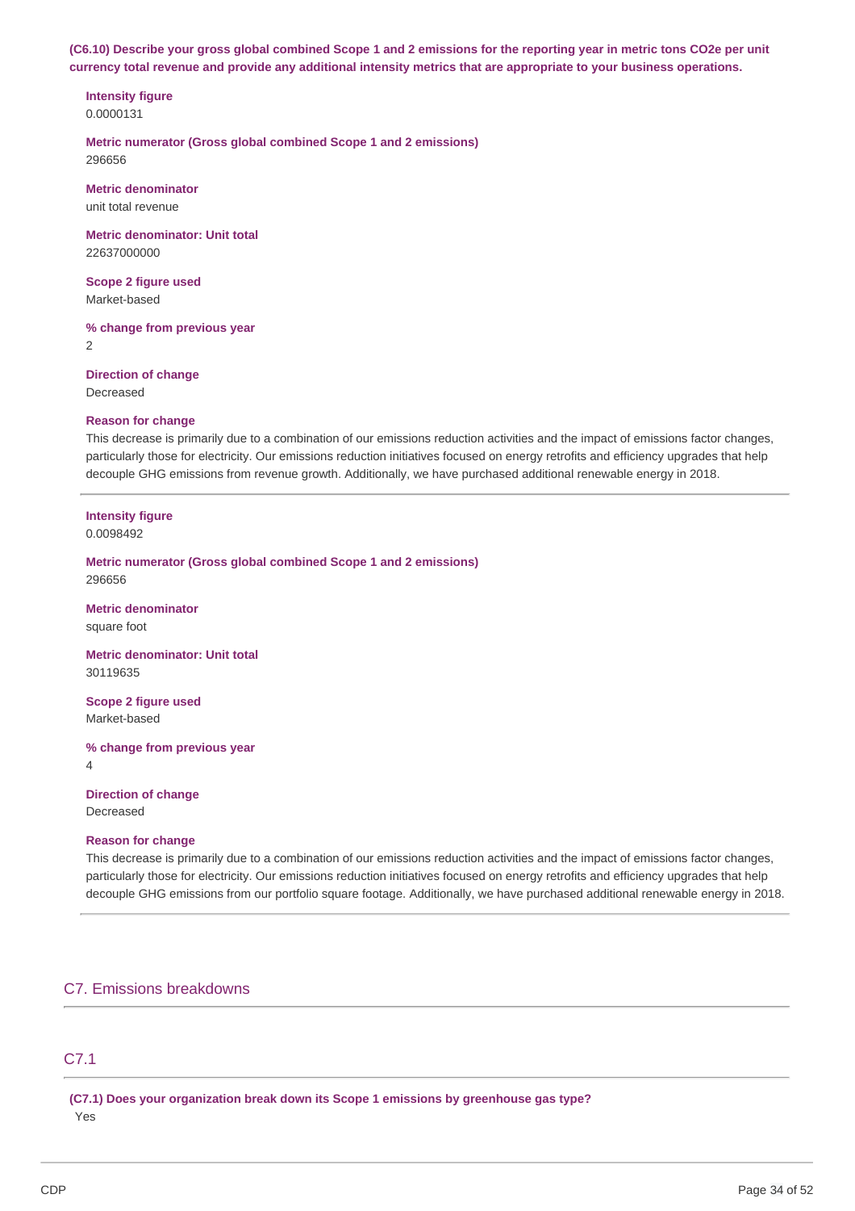**(C6.10) Describe your gross global combined Scope 1 and 2 emissions for the reporting year in metric tons CO2e per unit currency total revenue and provide any additional intensity metrics that are appropriate to your business operations.**

**Intensity figure**
0.0000131

**Metric numerator (Gross global combined Scope 1 and 2 emissions)**
296656

**Metric denominator**
unit total revenue

**Metric denominator: Unit total**
22637000000

**Scope 2 figure used**
Market-based

**% change from previous year**
2

**Direction of change**
Decreased

**Reason for change**
This decrease is primarily due to a combination of our emissions reduction activities and the impact of emissions factor changes, particularly those for electricity. Our emissions reduction initiatives focused on energy retrofits and efficiency upgrades that help decouple GHG emissions from revenue growth. Additionally, we have purchased additional renewable energy in 2018.

---

**Intensity figure**
0.0098492

**Metric numerator (Gross global combined Scope 1 and 2 emissions)**
296656

**Metric denominator**
square foot

**Metric denominator: Unit total**
30119635

**Scope 2 figure used**
Market-based

**% change from previous year**
4

**Direction of change**
Decreased

**Reason for change**
This decrease is primarily due to a combination of our emissions reduction activities and the impact of emissions factor changes, particularly those for electricity. Our emissions reduction initiatives focused on energy retrofits and efficiency upgrades that help decouple GHG emissions from our portfolio square footage. Additionally, we have purchased additional renewable energy in 2018.

## C7. Emissions breakdowns

### C7.1

**(C7.1) Does your organization break down its Scope 1 emissions by greenhouse gas type?**
Yes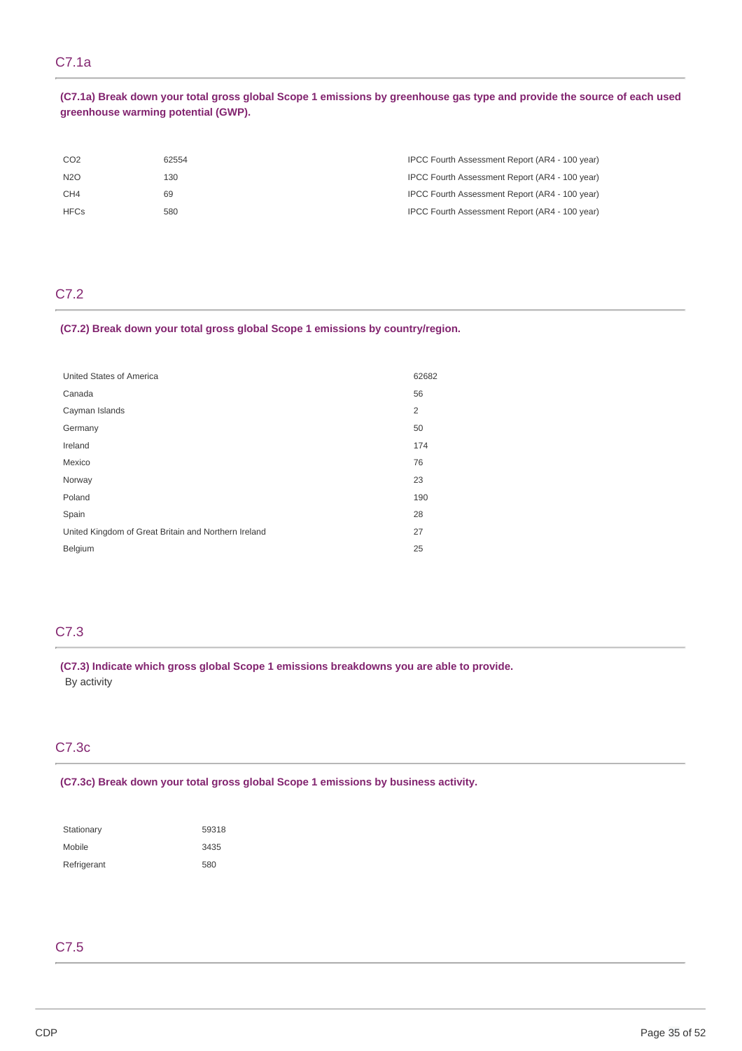## C7.1a

**(C7.1a) Break down your total gross global Scope 1 emissions by greenhouse gas type and provide the source of each used greenhouse warming potential (GWP).**

| | | |
|---|---|---|
| $CO_2$ | 62554 | IPCC Fourth Assessment Report (AR4 - 100 year) |
| $N_2O$ | 130 | IPCC Fourth Assessment Report (AR4 - 100 year) |
| $CH_4$ | 69 | IPCC Fourth Assessment Report (AR4 - 100 year) |
| HFCs | 580 | IPCC Fourth Assessment Report (AR4 - 100 year) |

## C7.2

**(C7.2) Break down your total gross global Scope 1 emissions by country/region.**

| | |
|---|---|
| United States of America | 62682 |
| Canada | 56 |
| Cayman Islands | 2 |
| Germany | 50 |
| Ireland | 174 |
| Mexico | 76 |
| Norway | 23 |
| Poland | 190 |
| Spain | 28 |
| United Kingdom of Great Britain and Northern Ireland | 27 |
| Belgium | 25 |

## C7.3

**(C7.3) Indicate which gross global Scope 1 emissions breakdowns you are able to provide.**

By activity

## C7.3c

**(C7.3c) Break down your total gross global Scope 1 emissions by business activity.**

| | |
|---|---|
| Stationary | 59318 |
| Mobile | 3435 |
| Refrigerant | 580 |

## C7.5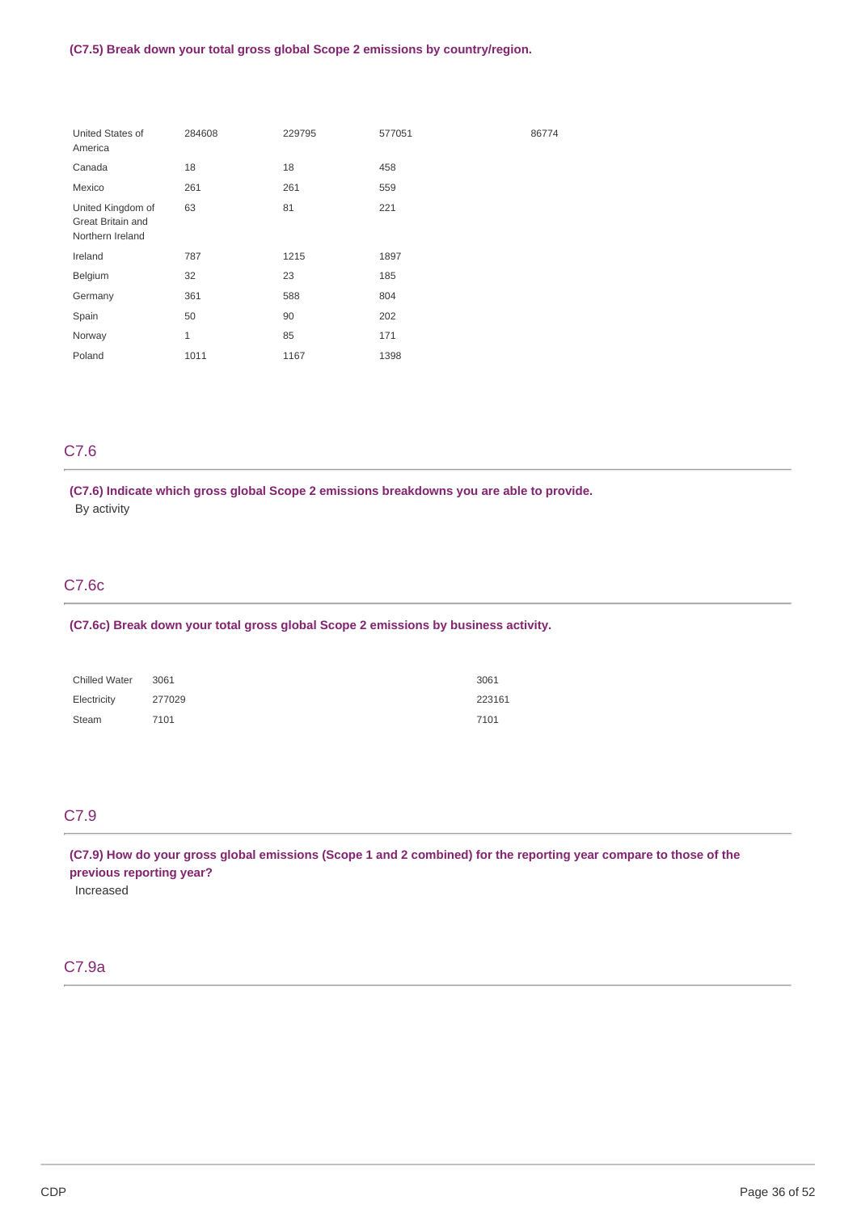**(C7.5) Break down your total gross global Scope 2 emissions by country/region.**

| | | | | |
|---|---|---|---|---|
| United States of America | 284608 | 229795 | 577051 | 86774 |
| Canada | 18 | 18 | 458 | |
| Mexico | 261 | 261 | 559 | |
| United Kingdom of Great Britain and Northern Ireland | 63 | 81 | 221 | |
| Ireland | 787 | 1215 | 1897 | |
| Belgium | 32 | 23 | 185 | |
| Germany | 361 | 588 | 804 | |
| Spain | 50 | 90 | 202 | |
| Norway | 1 | 85 | 171 | |
| Poland | 1011 | 1167 | 1398 | |

## C7.6

**(C7.6) Indicate which gross global Scope 2 emissions breakdowns you are able to provide.**

By activity

## C7.6c

**(C7.6c) Break down your total gross global Scope 2 emissions by business activity.**

| | | |
|---|---|---|
| Chilled Water | 3061 | 3061 |
| Electricity | 277029 | 223161 |
| Steam | 7101 | 7101 |

## C7.9

**(C7.9) How do your gross global emissions (Scope 1 and 2 combined) for the reporting year compare to those of the previous reporting year?**

Increased

## C7.9a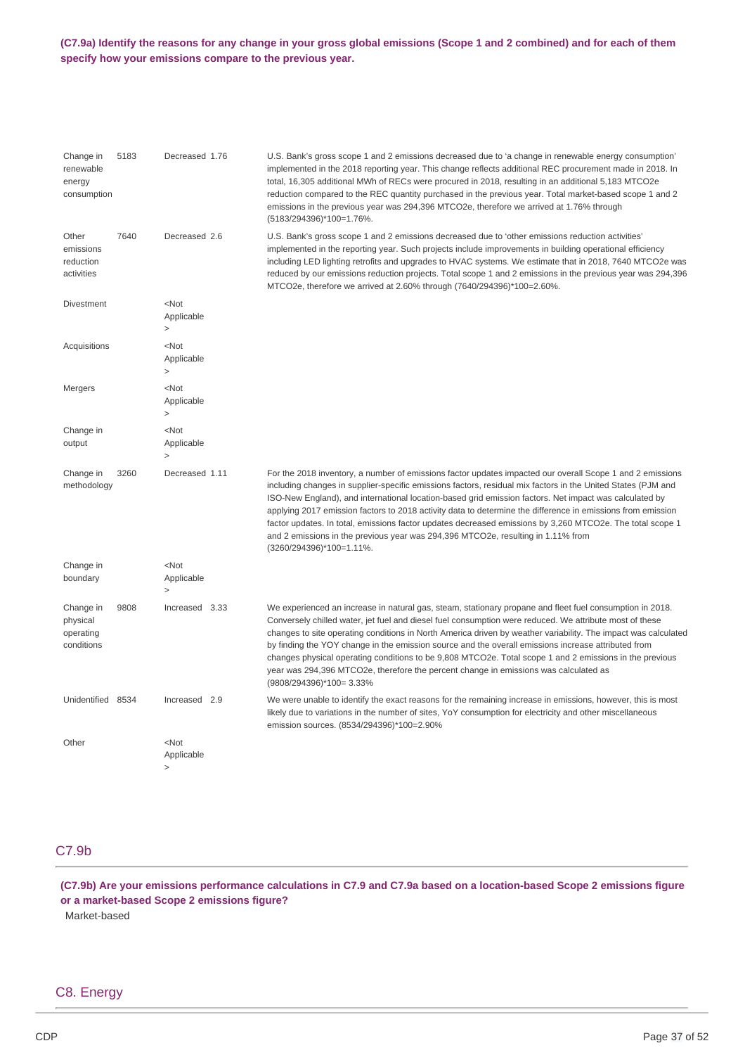**(C7.9a) Identify the reasons for any change in your gross global emissions (Scope 1 and 2 combined) and for each of them specify how your emissions compare to the previous year.**

| | | | | |
|---|---|---|---|---|
| Change in renewable energy consumption | 5183 | Decreased | 1.76 | U.S. Bank's gross scope 1 and 2 emissions decreased due to 'a change in renewable energy consumption' implemented in the 2018 reporting year. This change reflects additional REC procurement made in 2018. In total, 16,305 additional MWh of RECs were procured in 2018, resulting in an additional 5,183 MTCO2e reduction compared to the REC quantity purchased in the previous year. Total market-based scope 1 and 2 emissions in the previous year was 294,396 MTCO2e, therefore we arrived at 1.76% through (5183/294396)*100=1.76%. |
| Other emissions reduction activities | 7640 | Decreased | 2.6 | U.S. Bank's gross scope 1 and 2 emissions decreased due to 'other emissions reduction activities' implemented in the reporting year. Such projects include improvements in building operational efficiency including LED lighting retrofits and upgrades to HVAC systems. We estimate that in 2018, 7640 MTCO2e was reduced by our emissions reduction projects. Total scope 1 and 2 emissions in the previous year was 294,396 MTCO2e, therefore we arrived at 2.60% through (7640/294396)*100=2.60%. |
| Divestment | | <Not Applicable> | | |
| Acquisitions | | <Not Applicable> | | |
| Mergers | | <Not Applicable> | | |
| Change in output | | <Not Applicable> | | |
| Change in methodology | 3260 | Decreased | 1.11 | For the 2018 inventory, a number of emissions factor updates impacted our overall Scope 1 and 2 emissions including changes in supplier-specific emissions factors, residual mix factors in the United States (PJM and ISO-New England), and international location-based grid emission factors. Net impact was calculated by applying 2017 emission factors to 2018 activity data to determine the difference in emissions from emission factor updates. In total, emissions factor updates decreased emissions by 3,260 MTCO2e. The total scope 1 and 2 emissions in the previous year was 294,396 MTCO2e, resulting in 1.11% from (3260/294396)*100=1.11%. |
| Change in boundary | | <Not Applicable> | | |
| Change in physical operating conditions | 9808 | Increased | 3.33 | We experienced an increase in natural gas, steam, stationary propane and fleet fuel consumption in 2018. Conversely chilled water, jet fuel and diesel fuel consumption were reduced. We attribute most of these changes to site operating conditions in North America driven by weather variability. The impact was calculated by finding the YOY change in the emission source and the overall emissions increase attributed from changes physical operating conditions to be 9,808 MTCO2e. Total scope 1 and 2 emissions in the previous year was 294,396 MTCO2e, therefore the percent change in emissions was calculated as (9808/294396)*100= 3.33% |
| Unidentified | 8534 | Increased | 2.9 | We were unable to identify the exact reasons for the remaining increase in emissions, however, this is most likely due to variations in the number of sites, YoY consumption for electricity and other miscellaneous emission sources. (8534/294396)*100=2.90% |
| Other | | <Not Applicable> | | |

## C7.9b

**(C7.9b) Are your emissions performance calculations in C7.9 and C7.9a based on a location-based Scope 2 emissions figure or a market-based Scope 2 emissions figure?**

Market-based

# C8. Energy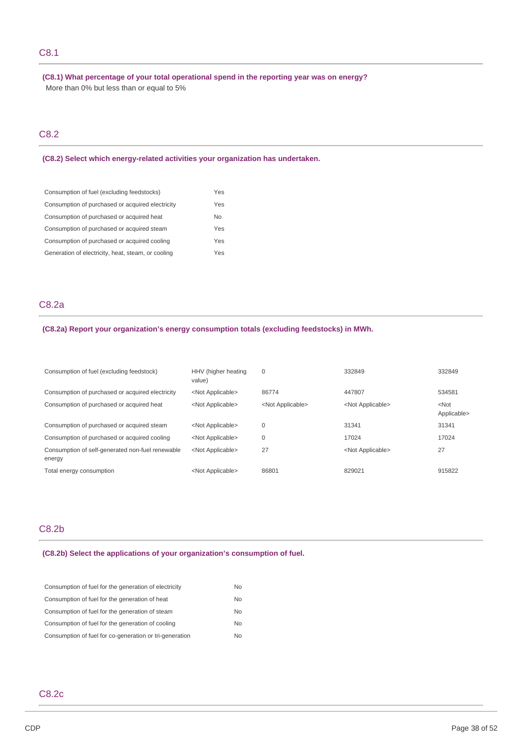## C8.1

**(C8.1) What percentage of your total operational spend in the reporting year was on energy?**

More than 0% but less than or equal to 5%

## C8.2

**(C8.2) Select which energy-related activities your organization has undertaken.**

| | |
|---|---|
| Consumption of fuel (excluding feedstocks) | Yes |
| Consumption of purchased or acquired electricity | Yes |
| Consumption of purchased or acquired heat | No |
| Consumption of purchased or acquired steam | Yes |
| Consumption of purchased or acquired cooling | Yes |
| Generation of electricity, heat, steam, or cooling | Yes |

## C8.2a

**(C8.2a) Report your organization's energy consumption totals (excluding feedstocks) in MWh.**

| | | | | |
|---|---|---|---|---|
| Consumption of fuel (excluding feedstock) | HHV (higher heating value) | 0 | 332849 | 332849 |
| Consumption of purchased or acquired electricity | <Not Applicable> | 86774 | 447807 | 534581 |
| Consumption of purchased or acquired heat | <Not Applicable> | <Not Applicable> | <Not Applicable> | <Not Applicable> |
| Consumption of purchased or acquired steam | <Not Applicable> | 0 | 31341 | 31341 |
| Consumption of purchased or acquired cooling | <Not Applicable> | 0 | 17024 | 17024 |
| Consumption of self-generated non-fuel renewable energy | <Not Applicable> | 27 | <Not Applicable> | 27 |
| Total energy consumption | <Not Applicable> | 86801 | 829021 | 915822 |

## C8.2b

**(C8.2b) Select the applications of your organization's consumption of fuel.**

| | |
|---|---|
| Consumption of fuel for the generation of electricity | No |
| Consumption of fuel for the generation of heat | No |
| Consumption of fuel for the generation of steam | No |
| Consumption of fuel for the generation of cooling | No |
| Consumption of fuel for co-generation or tri-generation | No |

## C8.2c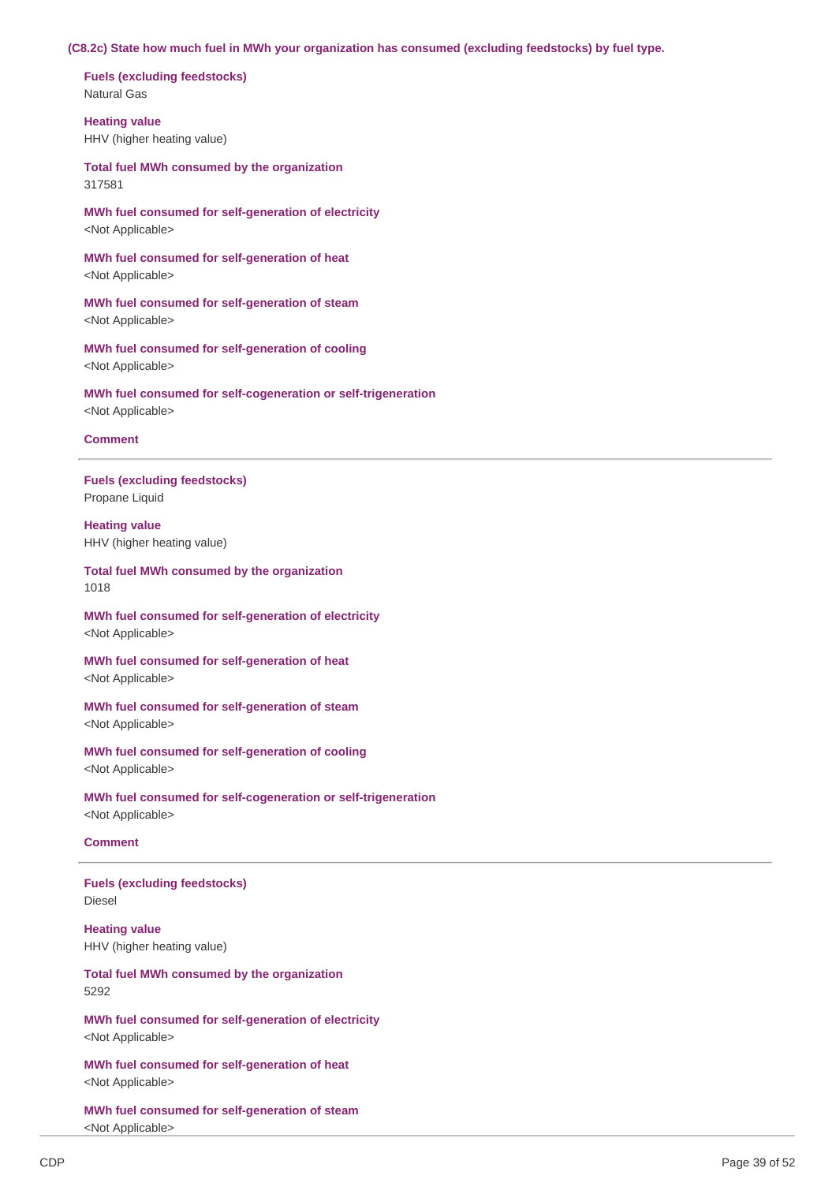**(C8.2c) State how much fuel in MWh your organization has consumed (excluding feedstocks) by fuel type.**

**Fuels (excluding feedstocks)**
Natural Gas

**Heating value**
HHV (higher heating value)

**Total fuel MWh consumed by the organization**
317581

**MWh fuel consumed for self-generation of electricity**
<Not Applicable>

**MWh fuel consumed for self-generation of heat**
<Not Applicable>

**MWh fuel consumed for self-generation of steam**
<Not Applicable>

**MWh fuel consumed for self-generation of cooling**
<Not Applicable>

**MWh fuel consumed for self-cogeneration or self-trigeneration**
<Not Applicable>

**Comment**

---

**Fuels (excluding feedstocks)**
Propane Liquid

**Heating value**
HHV (higher heating value)

**Total fuel MWh consumed by the organization**
1018

**MWh fuel consumed for self-generation of electricity**
<Not Applicable>

**MWh fuel consumed for self-generation of heat**
<Not Applicable>

**MWh fuel consumed for self-generation of steam**
<Not Applicable>

**MWh fuel consumed for self-generation of cooling**
<Not Applicable>

**MWh fuel consumed for self-cogeneration or self-trigeneration**
<Not Applicable>

**Comment**

---

**Fuels (excluding feedstocks)**
Diesel

**Heating value**
HHV (higher heating value)

**Total fuel MWh consumed by the organization**
5292

**MWh fuel consumed for self-generation of electricity**
<Not Applicable>

**MWh fuel consumed for self-generation of heat**
<Not Applicable>

**MWh fuel consumed for self-generation of steam**
<Not Applicable>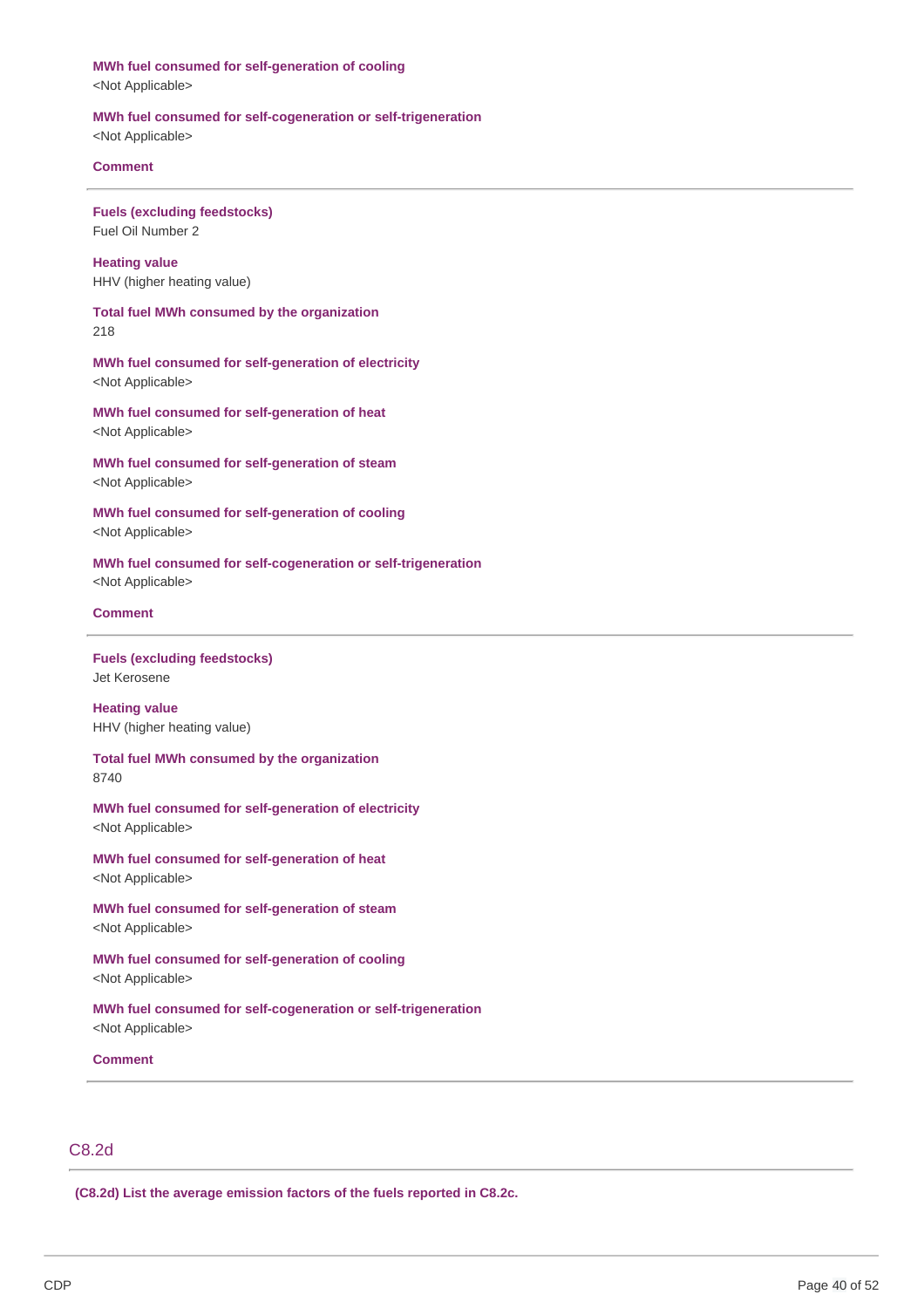**MWh fuel consumed for self-generation of cooling**
<Not Applicable>

**MWh fuel consumed for self-cogeneration or self-trigeneration**
<Not Applicable>

**Comment**

---

**Fuels (excluding feedstocks)**
Fuel Oil Number 2

**Heating value**
HHV (higher heating value)

**Total fuel MWh consumed by the organization**
218

**MWh fuel consumed for self-generation of electricity**
<Not Applicable>

**MWh fuel consumed for self-generation of heat**
<Not Applicable>

**MWh fuel consumed for self-generation of steam**
<Not Applicable>

**MWh fuel consumed for self-generation of cooling**
<Not Applicable>

**MWh fuel consumed for self-cogeneration or self-trigeneration**
<Not Applicable>

**Comment**

---

**Fuels (excluding feedstocks)**
Jet Kerosene

**Heating value**
HHV (higher heating value)

**Total fuel MWh consumed by the organization**
8740

**MWh fuel consumed for self-generation of electricity**
<Not Applicable>

**MWh fuel consumed for self-generation of heat**
<Not Applicable>

**MWh fuel consumed for self-generation of steam**
<Not Applicable>

**MWh fuel consumed for self-generation of cooling**
<Not Applicable>

**MWh fuel consumed for self-cogeneration or self-trigeneration**
<Not Applicable>

**Comment**

---

## C8.2d

**(C8.2d) List the average emission factors of the fuels reported in C8.2c.**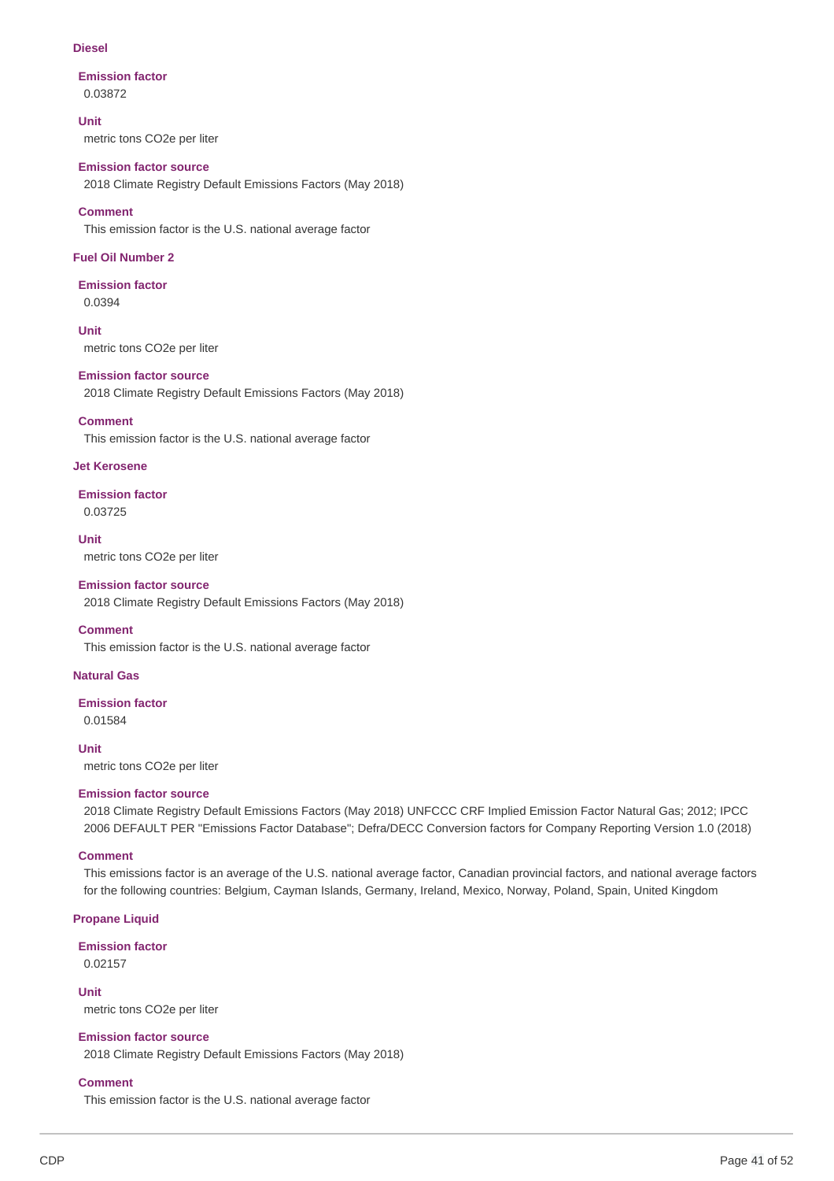### Diesel

**Emission factor**

0.03872

**Unit**

metric tons CO2e per liter

**Emission factor source**

2018 Climate Registry Default Emissions Factors (May 2018)

**Comment**

This emission factor is the U.S. national average factor

### Fuel Oil Number 2

**Emission factor**

0.0394

**Unit**

metric tons CO2e per liter

**Emission factor source**

2018 Climate Registry Default Emissions Factors (May 2018)

**Comment**

This emission factor is the U.S. national average factor

### Jet Kerosene

**Emission factor**

0.03725

**Unit**

metric tons CO2e per liter

**Emission factor source**

2018 Climate Registry Default Emissions Factors (May 2018)

**Comment**

This emission factor is the U.S. national average factor

### Natural Gas

**Emission factor**

0.01584

**Unit**

metric tons CO2e per liter

**Emission factor source**

2018 Climate Registry Default Emissions Factors (May 2018) UNFCCC CRF Implied Emission Factor Natural Gas; 2012; IPCC 2006 DEFAULT PER "Emissions Factor Database"; Defra/DECC Conversion factors for Company Reporting Version 1.0 (2018)

**Comment**

This emissions factor is an average of the U.S. national average factor, Canadian provincial factors, and national average factors for the following countries: Belgium, Cayman Islands, Germany, Ireland, Mexico, Norway, Poland, Spain, United Kingdom

### Propane Liquid

**Emission factor**

0.02157

**Unit**

metric tons CO2e per liter

**Emission factor source**

2018 Climate Registry Default Emissions Factors (May 2018)

**Comment**

This emission factor is the U.S. national average factor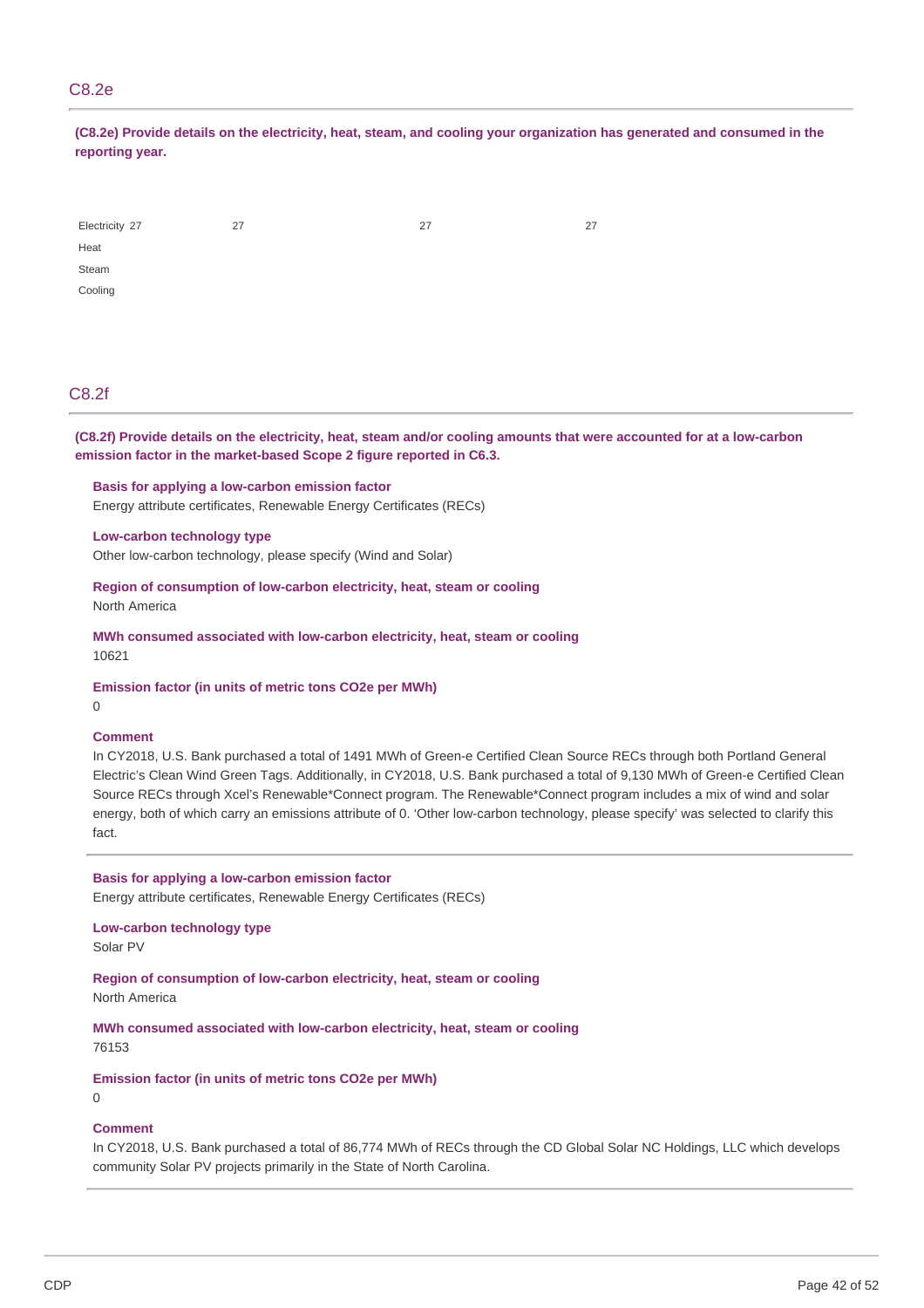## C8.2e

**(C8.2e) Provide details on the electricity, heat, steam, and cooling your organization has generated and consumed in the reporting year.**

| | | | | |
|---|---|---|---|---|
| Electricity | 27 | 27 | 27 | 27 |
| Heat | | | | |
| Steam | | | | |
| Cooling | | | | |

## C8.2f

**(C8.2f) Provide details on the electricity, heat, steam and/or cooling amounts that were accounted for at a low-carbon emission factor in the market-based Scope 2 figure reported in C6.3.**

**Basis for applying a low-carbon emission factor**
Energy attribute certificates, Renewable Energy Certificates (RECs)

**Low-carbon technology type**
Other low-carbon technology, please specify (Wind and Solar)

**Region of consumption of low-carbon electricity, heat, steam or cooling**
North America

**MWh consumed associated with low-carbon electricity, heat, steam or cooling**
10621

**Emission factor (in units of metric tons CO2e per MWh)**
0

**Comment**
In CY2018, U.S. Bank purchased a total of 1491 MWh of Green-e Certified Clean Source RECs through both Portland General Electric's Clean Wind Green Tags. Additionally, in CY2018, U.S. Bank purchased a total of 9,130 MWh of Green-e Certified Clean Source RECs through Xcel's Renewable*Connect program. The Renewable*Connect program includes a mix of wind and solar energy, both of which carry an emissions attribute of 0. 'Other low-carbon technology, please specify' was selected to clarify this fact.

---

**Basis for applying a low-carbon emission factor**
Energy attribute certificates, Renewable Energy Certificates (RECs)

**Low-carbon technology type**
Solar PV

**Region of consumption of low-carbon electricity, heat, steam or cooling**
North America

**MWh consumed associated with low-carbon electricity, heat, steam or cooling**
76153

**Emission factor (in units of metric tons CO2e per MWh)**
0

**Comment**
In CY2018, U.S. Bank purchased a total of 86,774 MWh of RECs through the CD Global Solar NC Holdings, LLC which develops community Solar PV projects primarily in the State of North Carolina.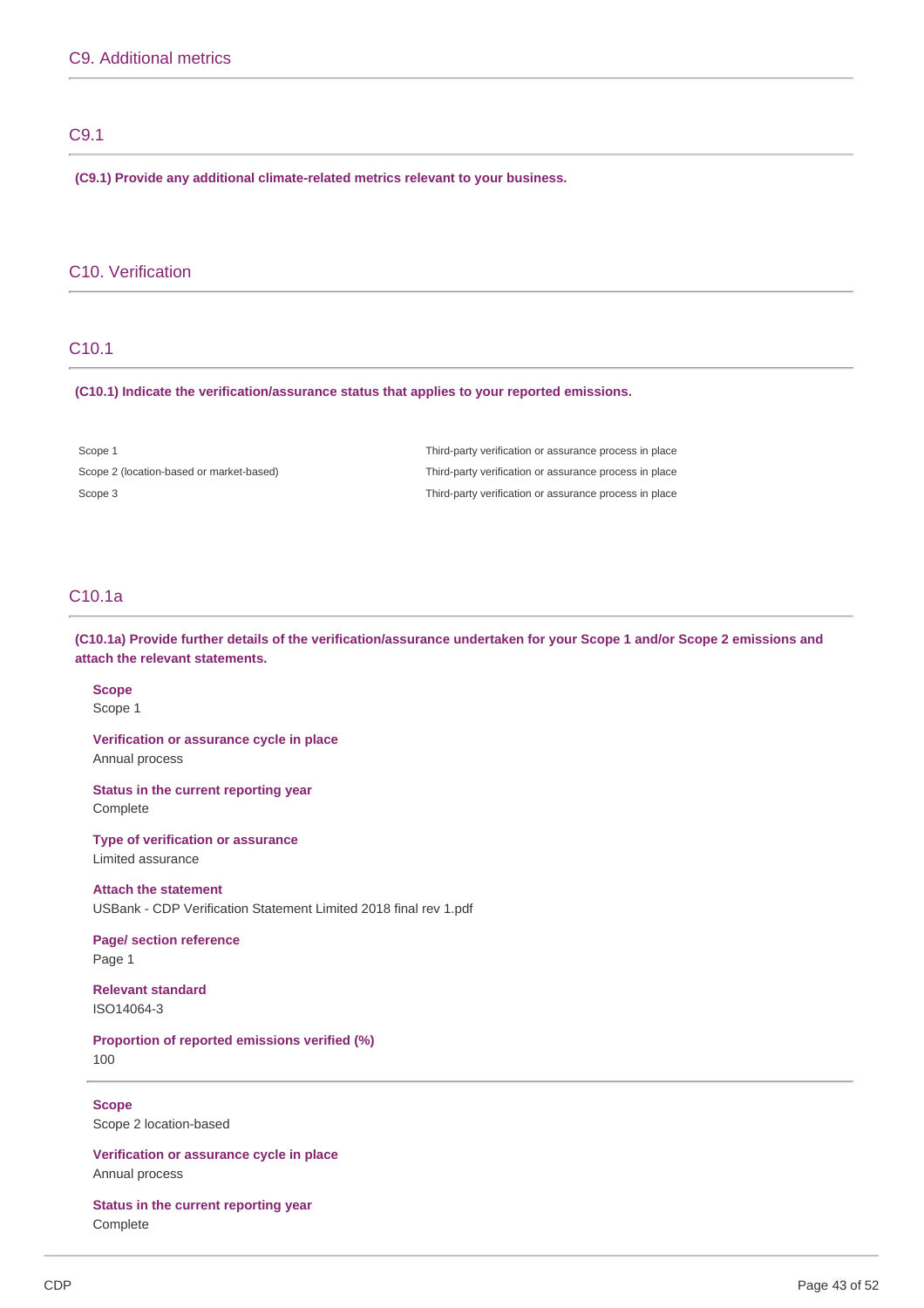## C9. Additional metrics

### C9.1

**(C9.1) Provide any additional climate-related metrics relevant to your business.**

## C10. Verification

### C10.1

**(C10.1) Indicate the verification/assurance status that applies to your reported emissions.**

| | |
|---|---|
| Scope 1 | Third-party verification or assurance process in place |
| Scope 2 (location-based or market-based) | Third-party verification or assurance process in place |
| Scope 3 | Third-party verification or assurance process in place |

### C10.1a

**(C10.1a) Provide further details of the verification/assurance undertaken for your Scope 1 and/or Scope 2 emissions and attach the relevant statements.**

**Scope**
Scope 1

**Verification or assurance cycle in place**
Annual process

**Status in the current reporting year**
Complete

**Type of verification or assurance**
Limited assurance

**Attach the statement**
USBank - CDP Verification Statement Limited 2018 final rev 1.pdf

**Page/ section reference**
Page 1

**Relevant standard**
ISO14064-3

**Proportion of reported emissions verified (%)**
100

---

**Scope**
Scope 2 location-based

**Verification or assurance cycle in place**
Annual process

**Status in the current reporting year**
Complete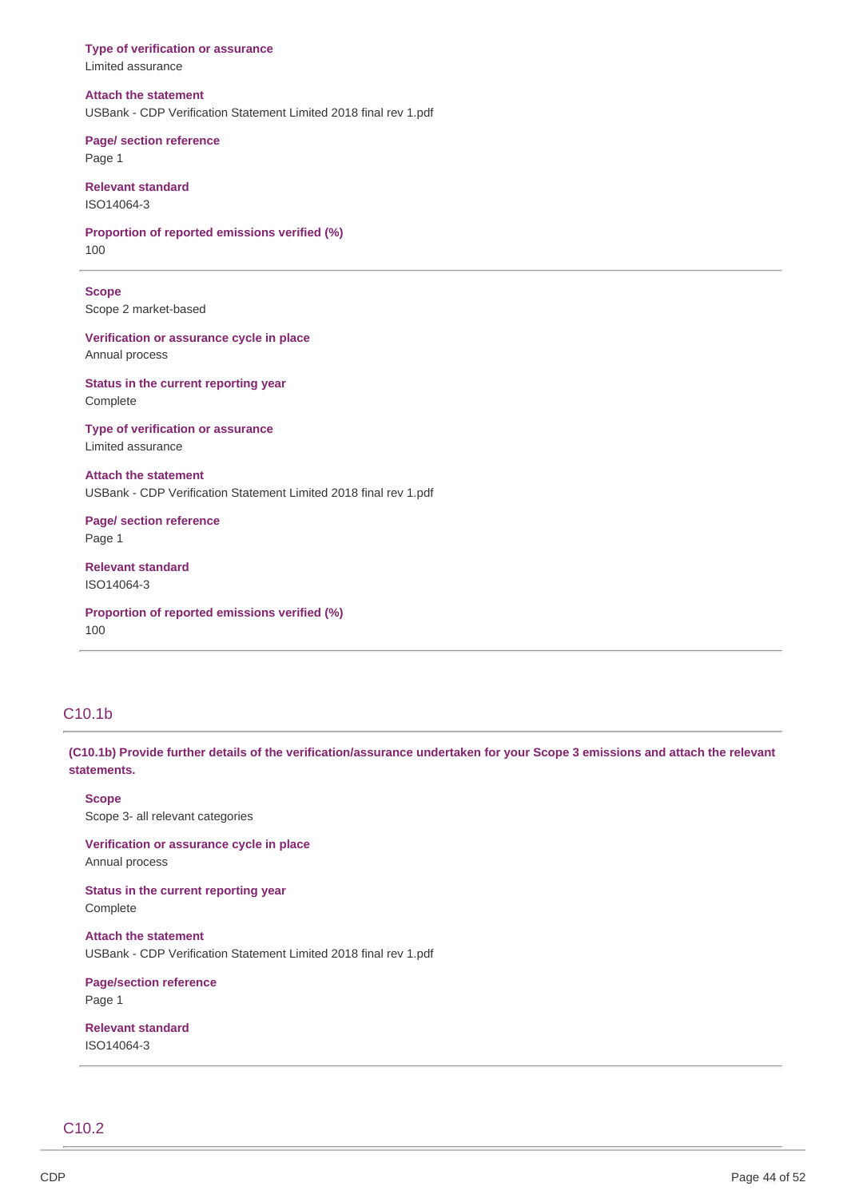**Type of verification or assurance**
Limited assurance

**Attach the statement**
USBank - CDP Verification Statement Limited 2018 final rev 1.pdf

**Page/ section reference**
Page 1

**Relevant standard**
ISO14064-3

**Proportion of reported emissions verified (%)**
100

---

**Scope**
Scope 2 market-based

**Verification or assurance cycle in place**
Annual process

**Status in the current reporting year**
Complete

**Type of verification or assurance**
Limited assurance

**Attach the statement**
USBank - CDP Verification Statement Limited 2018 final rev 1.pdf

**Page/ section reference**
Page 1

**Relevant standard**
ISO14064-3

**Proportion of reported emissions verified (%)**
100

---

## C10.1b

**(C10.1b) Provide further details of the verification/assurance undertaken for your Scope 3 emissions and attach the relevant statements.**

**Scope**
Scope 3- all relevant categories

**Verification or assurance cycle in place**
Annual process

**Status in the current reporting year**
Complete

**Attach the statement**
USBank - CDP Verification Statement Limited 2018 final rev 1.pdf

**Page/section reference**
Page 1

**Relevant standard**
ISO14064-3

---

## C10.2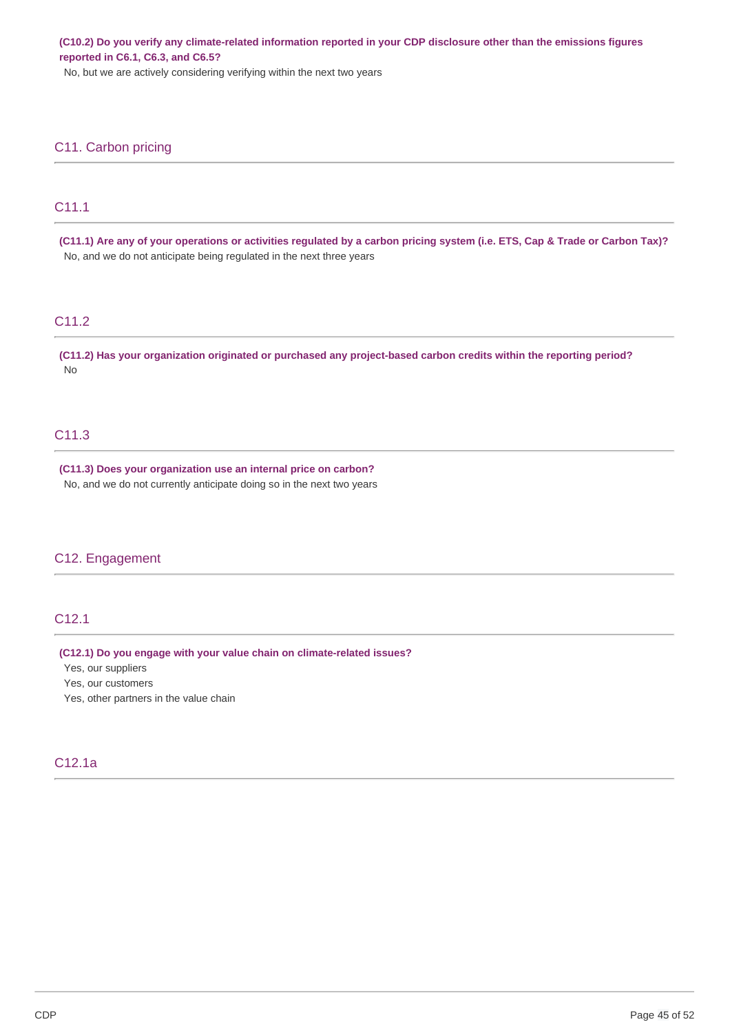**(C10.2) Do you verify any climate-related information reported in your CDP disclosure other than the emissions figures reported in C6.1, C6.3, and C6.5?**

No, but we are actively considering verifying within the next two years

## C11. Carbon pricing

### C11.1

**(C11.1) Are any of your operations or activities regulated by a carbon pricing system (i.e. ETS, Cap & Trade or Carbon Tax)?**

No, and we do not anticipate being regulated in the next three years

### C11.2

**(C11.2) Has your organization originated or purchased any project-based carbon credits within the reporting period?**

No

### C11.3

**(C11.3) Does your organization use an internal price on carbon?**

No, and we do not currently anticipate doing so in the next two years

## C12. Engagement

### C12.1

**(C12.1) Do you engage with your value chain on climate-related issues?**

Yes, our suppliers

Yes, our customers

Yes, other partners in the value chain

### C12.1a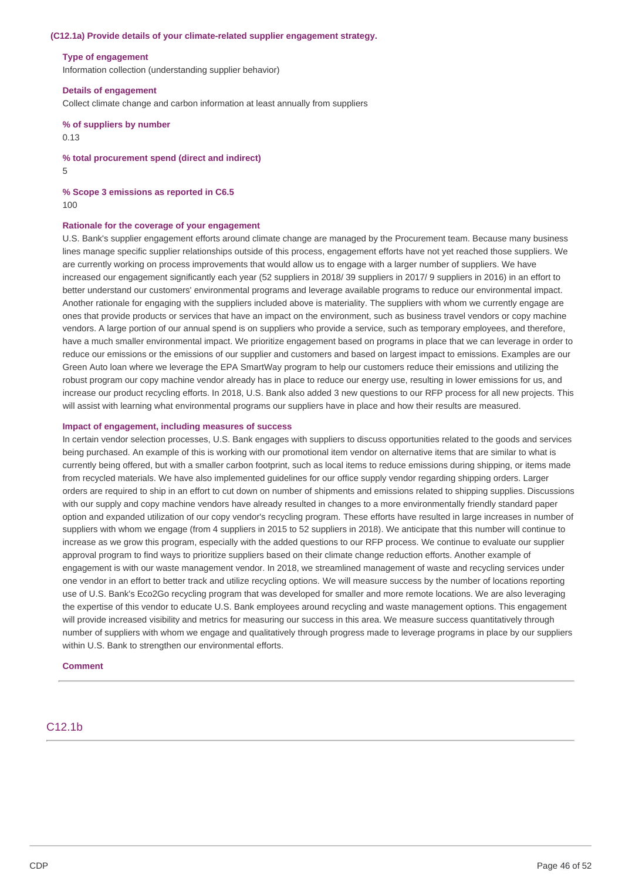**(C12.1a) Provide details of your climate-related supplier engagement strategy.**

**Type of engagement**

Information collection (understanding supplier behavior)

**Details of engagement**

Collect climate change and carbon information at least annually from suppliers

**% of suppliers by number**

0.13

**% total procurement spend (direct and indirect)**

5

**% Scope 3 emissions as reported in C6.5**

100

**Rationale for the coverage of your engagement**

U.S. Bank's supplier engagement efforts around climate change are managed by the Procurement team. Because many business lines manage specific supplier relationships outside of this process, engagement efforts have not yet reached those suppliers. We are currently working on process improvements that would allow us to engage with a larger number of suppliers. We have increased our engagement significantly each year (52 suppliers in 2018/ 39 suppliers in 2017/ 9 suppliers in 2016) in an effort to better understand our customers' environmental programs and leverage available programs to reduce our environmental impact. Another rationale for engaging with the suppliers included above is materiality. The suppliers with whom we currently engage are ones that provide products or services that have an impact on the environment, such as business travel vendors or copy machine vendors. A large portion of our annual spend is on suppliers who provide a service, such as temporary employees, and therefore, have a much smaller environmental impact. We prioritize engagement based on programs in place that we can leverage in order to reduce our emissions or the emissions of our supplier and customers and based on largest impact to emissions. Examples are our Green Auto loan where we leverage the EPA SmartWay program to help our customers reduce their emissions and utilizing the robust program our copy machine vendor already has in place to reduce our energy use, resulting in lower emissions for us, and increase our product recycling efforts. In 2018, U.S. Bank also added 3 new questions to our RFP process for all new projects. This will assist with learning what environmental programs our suppliers have in place and how their results are measured.

**Impact of engagement, including measures of success**

In certain vendor selection processes, U.S. Bank engages with suppliers to discuss opportunities related to the goods and services being purchased. An example of this is working with our promotional item vendor on alternative items that are similar to what is currently being offered, but with a smaller carbon footprint, such as local items to reduce emissions during shipping, or items made from recycled materials. We have also implemented guidelines for our office supply vendor regarding shipping orders. Larger orders are required to ship in an effort to cut down on number of shipments and emissions related to shipping supplies. Discussions with our supply and copy machine vendors have already resulted in changes to a more environmentally friendly standard paper option and expanded utilization of our copy vendor's recycling program. These efforts have resulted in large increases in number of suppliers with whom we engage (from 4 suppliers in 2015 to 52 suppliers in 2018). We anticipate that this number will continue to increase as we grow this program, especially with the added questions to our RFP process. We continue to evaluate our supplier approval program to find ways to prioritize suppliers based on their climate change reduction efforts. Another example of engagement is with our waste management vendor. In 2018, we streamlined management of waste and recycling services under one vendor in an effort to better track and utilize recycling options. We will measure success by the number of locations reporting use of U.S. Bank's Eco2Go recycling program that was developed for smaller and more remote locations. We are also leveraging the expertise of this vendor to educate U.S. Bank employees around recycling and waste management options. This engagement will provide increased visibility and metrics for measuring our success in this area. We measure success quantitatively through number of suppliers with whom we engage and qualitatively through progress made to leverage programs in place by our suppliers within U.S. Bank to strengthen our environmental efforts.

**Comment**

## C12.1b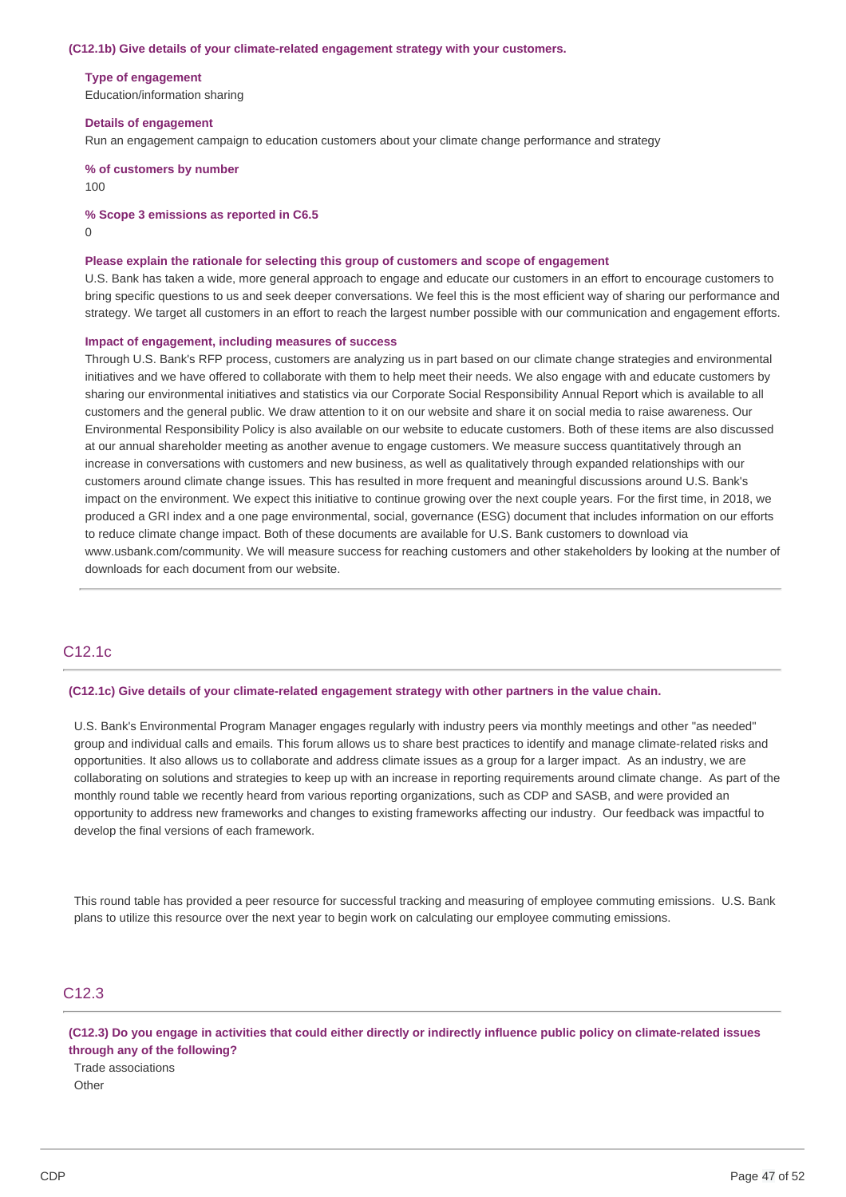**(C12.1b) Give details of your climate-related engagement strategy with your customers.**

**Type of engagement**
Education/information sharing

**Details of engagement**
Run an engagement campaign to education customers about your climate change performance and strategy

**% of customers by number**
100

**% Scope 3 emissions as reported in C6.5**
0

**Please explain the rationale for selecting this group of customers and scope of engagement**
U.S. Bank has taken a wide, more general approach to engage and educate our customers in an effort to encourage customers to bring specific questions to us and seek deeper conversations. We feel this is the most efficient way of sharing our performance and strategy. We target all customers in an effort to reach the largest number possible with our communication and engagement efforts.

**Impact of engagement, including measures of success**
Through U.S. Bank's RFP process, customers are analyzing us in part based on our climate change strategies and environmental initiatives and we have offered to collaborate with them to help meet their needs. We also engage with and educate customers by sharing our environmental initiatives and statistics via our Corporate Social Responsibility Annual Report which is available to all customers and the general public. We draw attention to it on our website and share it on social media to raise awareness. Our Environmental Responsibility Policy is also available on our website to educate customers. Both of these items are also discussed at our annual shareholder meeting as another avenue to engage customers. We measure success quantitatively through an increase in conversations with customers and new business, as well as qualitatively through expanded relationships with our customers around climate change issues. This has resulted in more frequent and meaningful discussions around U.S. Bank's impact on the environment. We expect this initiative to continue growing over the next couple years. For the first time, in 2018, we produced a GRI index and a one page environmental, social, governance (ESG) document that includes information on our efforts to reduce climate change impact. Both of these documents are available for U.S. Bank customers to download via www.usbank.com/community. We will measure success for reaching customers and other stakeholders by looking at the number of downloads for each document from our website.

## C12.1c

**(C12.1c) Give details of your climate-related engagement strategy with other partners in the value chain.**

U.S. Bank's Environmental Program Manager engages regularly with industry peers via monthly meetings and other "as needed" group and individual calls and emails. This forum allows us to share best practices to identify and manage climate-related risks and opportunities. It also allows us to collaborate and address climate issues as a group for a larger impact. As an industry, we are collaborating on solutions and strategies to keep up with an increase in reporting requirements around climate change. As part of the monthly round table we recently heard from various reporting organizations, such as CDP and SASB, and were provided an opportunity to address new frameworks and changes to existing frameworks affecting our industry. Our feedback was impactful to develop the final versions of each framework.

This round table has provided a peer resource for successful tracking and measuring of employee commuting emissions. U.S. Bank plans to utilize this resource over the next year to begin work on calculating our employee commuting emissions.

## C12.3

**(C12.3) Do you engage in activities that could either directly or indirectly influence public policy on climate-related issues through any of the following?**

Trade associations
Other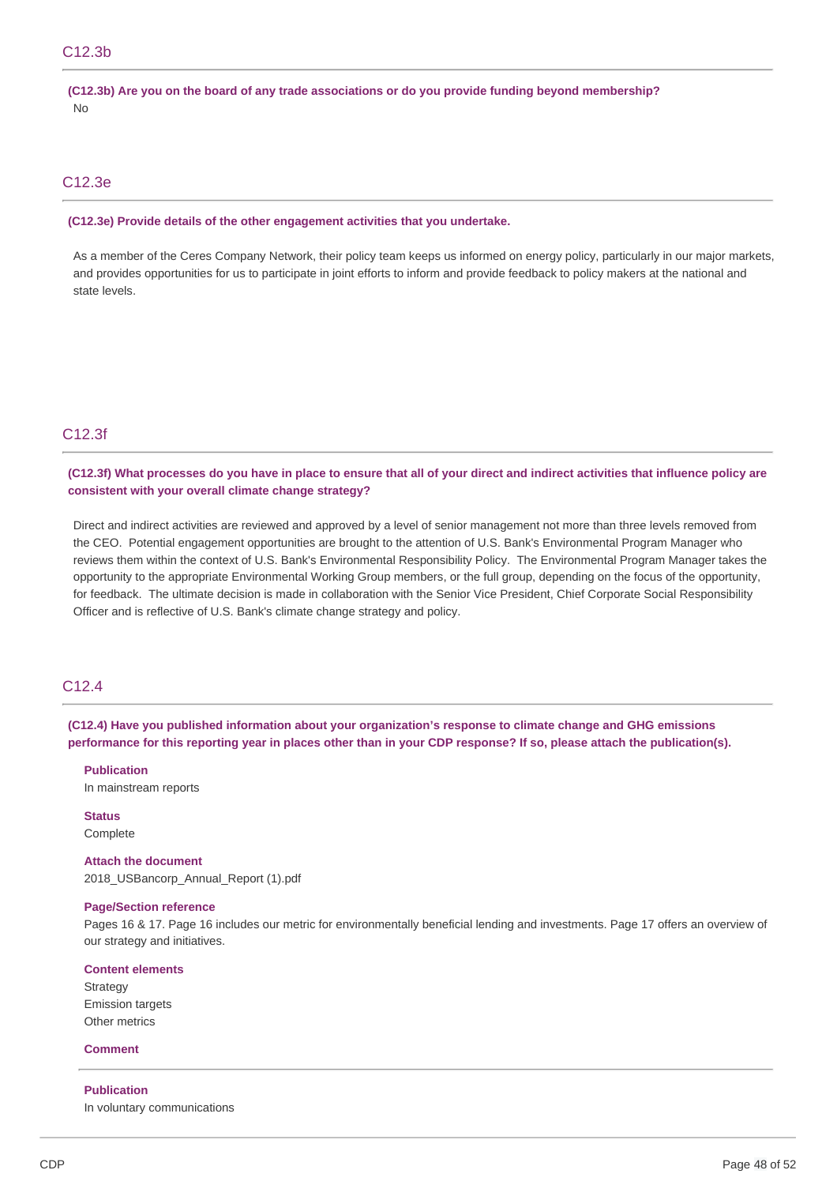## C12.3b

**(C12.3b) Are you on the board of any trade associations or do you provide funding beyond membership?**

No

## C12.3e

**(C12.3e) Provide details of the other engagement activities that you undertake.**

As a member of the Ceres Company Network, their policy team keeps us informed on energy policy, particularly in our major markets, and provides opportunities for us to participate in joint efforts to inform and provide feedback to policy makers at the national and state levels.

## C12.3f

**(C12.3f) What processes do you have in place to ensure that all of your direct and indirect activities that influence policy are consistent with your overall climate change strategy?**

Direct and indirect activities are reviewed and approved by a level of senior management not more than three levels removed from the CEO. Potential engagement opportunities are brought to the attention of U.S. Bank's Environmental Program Manager who reviews them within the context of U.S. Bank's Environmental Responsibility Policy. The Environmental Program Manager takes the opportunity to the appropriate Environmental Working Group members, or the full group, depending on the focus of the opportunity, for feedback. The ultimate decision is made in collaboration with the Senior Vice President, Chief Corporate Social Responsibility Officer and is reflective of U.S. Bank's climate change strategy and policy.

## C12.4

**(C12.4) Have you published information about your organization's response to climate change and GHG emissions performance for this reporting year in places other than in your CDP response? If so, please attach the publication(s).**

**Publication**
In mainstream reports

**Status**
Complete

**Attach the document**
2018_USBancorp_Annual_Report (1).pdf

**Page/Section reference**
Pages 16 & 17. Page 16 includes our metric for environmentally beneficial lending and investments. Page 17 offers an overview of our strategy and initiatives.

**Content elements**
Strategy
Emission targets
Other metrics

**Comment**

---

**Publication**
In voluntary communications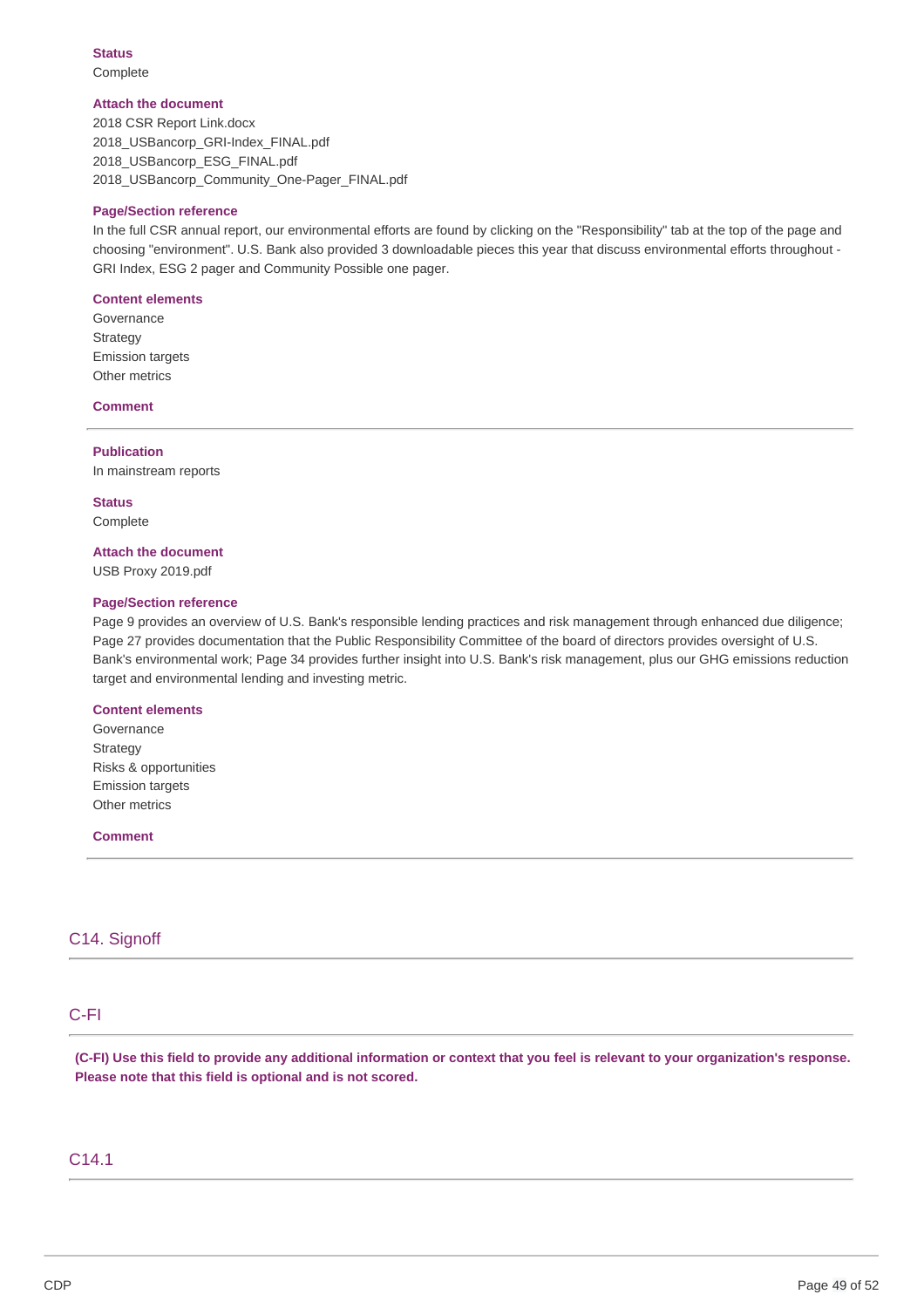**Status**
Complete

**Attach the document**
2018 CSR Report Link.docx
2018_USBancorp_GRI-Index_FINAL.pdf
2018_USBancorp_ESG_FINAL.pdf
2018_USBancorp_Community_One-Pager_FINAL.pdf

**Page/Section reference**
In the full CSR annual report, our environmental efforts are found by clicking on the "Responsibility" tab at the top of the page and choosing "environment". U.S. Bank also provided 3 downloadable pieces this year that discuss environmental efforts throughout - GRI Index, ESG 2 pager and Community Possible one pager.

**Content elements**
Governance
Strategy
Emission targets
Other metrics

**Comment**

---

**Publication**
In mainstream reports

**Status**
Complete

**Attach the document**
USB Proxy 2019.pdf

**Page/Section reference**
Page 9 provides an overview of U.S. Bank's responsible lending practices and risk management through enhanced due diligence; Page 27 provides documentation that the Public Responsibility Committee of the board of directors provides oversight of U.S. Bank's environmental work; Page 34 provides further insight into U.S. Bank's risk management, plus our GHG emissions reduction target and environmental lending and investing metric.

**Content elements**
Governance
Strategy
Risks & opportunities
Emission targets
Other metrics

**Comment**

---

## C14. Signoff

## C-FI

**(C-FI) Use this field to provide any additional information or context that you feel is relevant to your organization's response. Please note that this field is optional and is not scored.**

## C14.1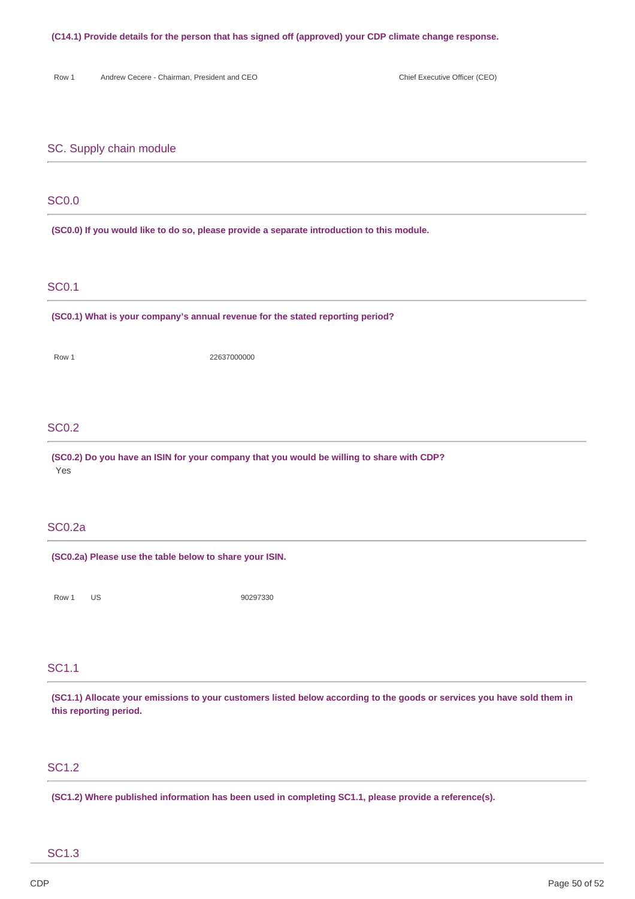**(C14.1) Provide details for the person that has signed off (approved) your CDP climate change response.**

| | | |
|---|---|---|
| Row 1 | Andrew Cecere - Chairman, President and CEO | Chief Executive Officer (CEO) |

## SC. Supply chain module

### SC0.0

**(SC0.0) If you would like to do so, please provide a separate introduction to this module.**

### SC0.1

**(SC0.1) What is your company's annual revenue for the stated reporting period?**

| | |
|---|---|
| Row 1 | 22637000000 |

### SC0.2

**(SC0.2) Do you have an ISIN for your company that you would be willing to share with CDP?**

Yes

### SC0.2a

**(SC0.2a) Please use the table below to share your ISIN.**

| | | |
|---|---|---|
| Row 1 | US | 90297330 |

### SC1.1

**(SC1.1) Allocate your emissions to your customers listed below according to the goods or services you have sold them in this reporting period.**

### SC1.2

**(SC1.2) Where published information has been used in completing SC1.1, please provide a reference(s).**

### SC1.3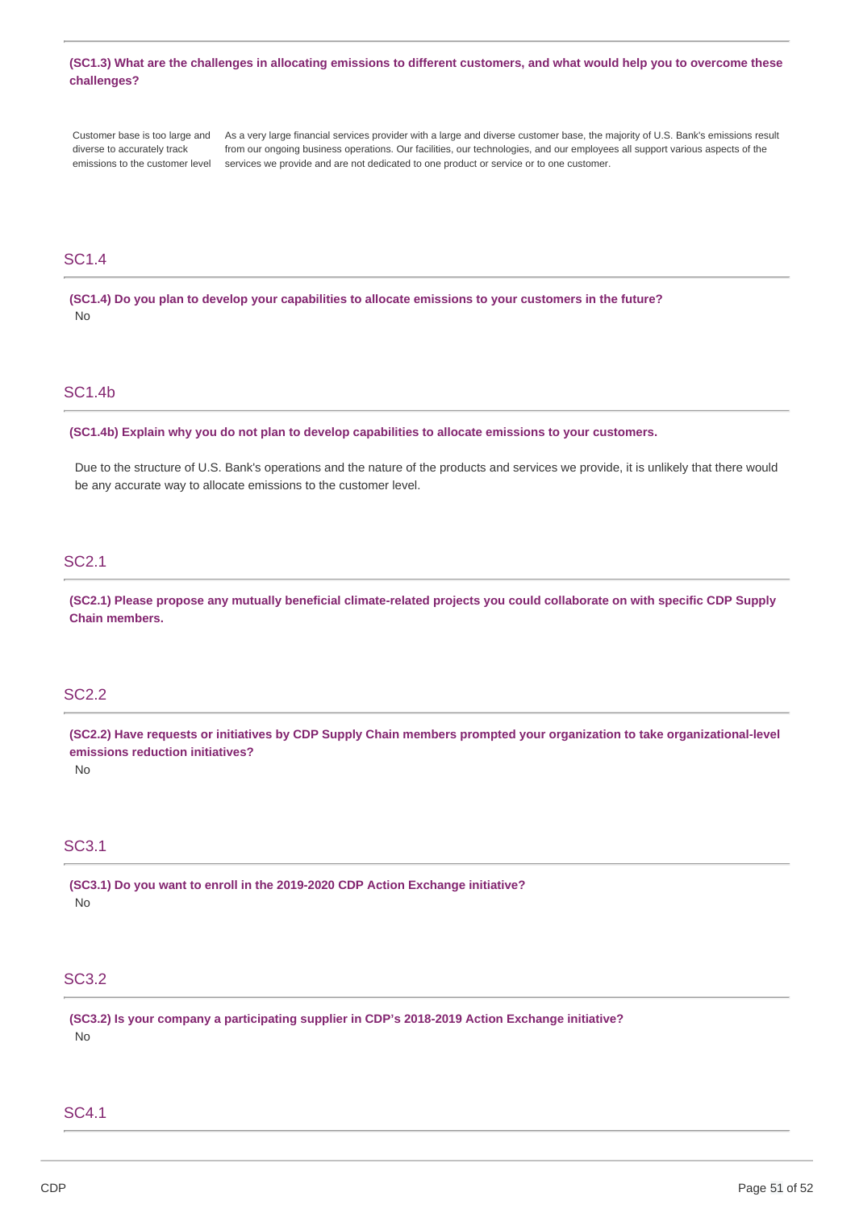**(SC1.3) What are the challenges in allocating emissions to different customers, and what would help you to overcome these challenges?**

| | |
|---|---|
| Customer base is too large and diverse to accurately track emissions to the customer level | As a very large financial services provider with a large and diverse customer base, the majority of U.S. Bank's emissions result from our ongoing business operations. Our facilities, our technologies, and our employees all support various aspects of the services we provide and are not dedicated to one product or service or to one customer. |

## SC1.4

**(SC1.4) Do you plan to develop your capabilities to allocate emissions to your customers in the future?**

No

## SC1.4b

**(SC1.4b) Explain why you do not plan to develop capabilities to allocate emissions to your customers.**

Due to the structure of U.S. Bank's operations and the nature of the products and services we provide, it is unlikely that there would be any accurate way to allocate emissions to the customer level.

## SC2.1

**(SC2.1) Please propose any mutually beneficial climate-related projects you could collaborate on with specific CDP Supply Chain members.**

## SC2.2

**(SC2.2) Have requests or initiatives by CDP Supply Chain members prompted your organization to take organizational-level emissions reduction initiatives?**

No

## SC3.1

**(SC3.1) Do you want to enroll in the 2019-2020 CDP Action Exchange initiative?**

No

## SC3.2

**(SC3.2) Is your company a participating supplier in CDP's 2018-2019 Action Exchange initiative?**

No

## SC4.1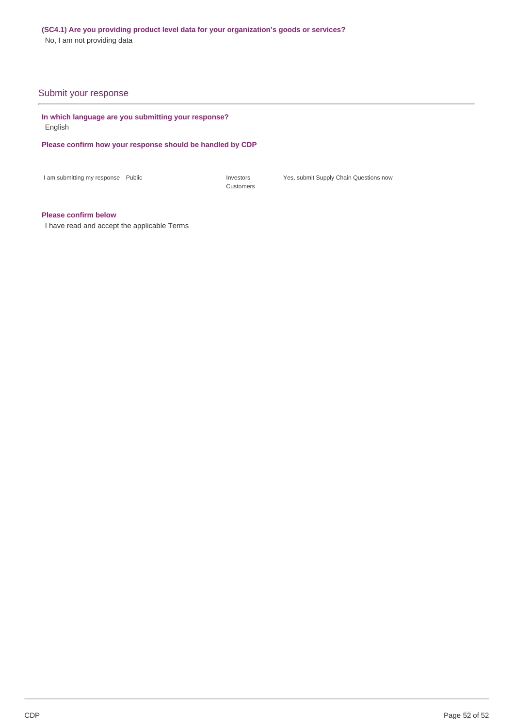**(SC4.1) Are you providing product level data for your organization's goods or services?**

No, I am not providing data

## Submit your response

**In which language are you submitting your response?**

English

**Please confirm how your response should be handled by CDP**

| | | | |
|---|---|---|---|
| I am submitting my response | Public | Investors<br>Customers | Yes, submit Supply Chain Questions now |

**Please confirm below**

I have read and accept the applicable Terms